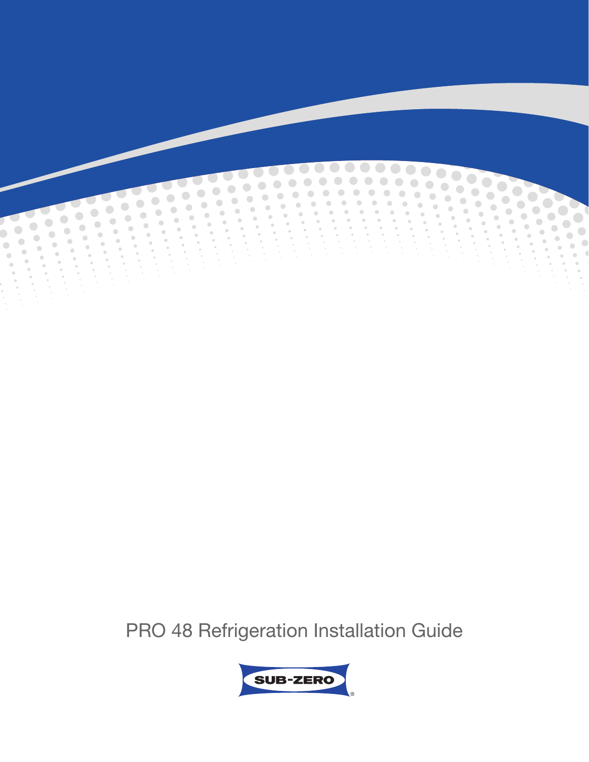# PRO 48 Refrigeration Installation Guide

SUB-ZERO®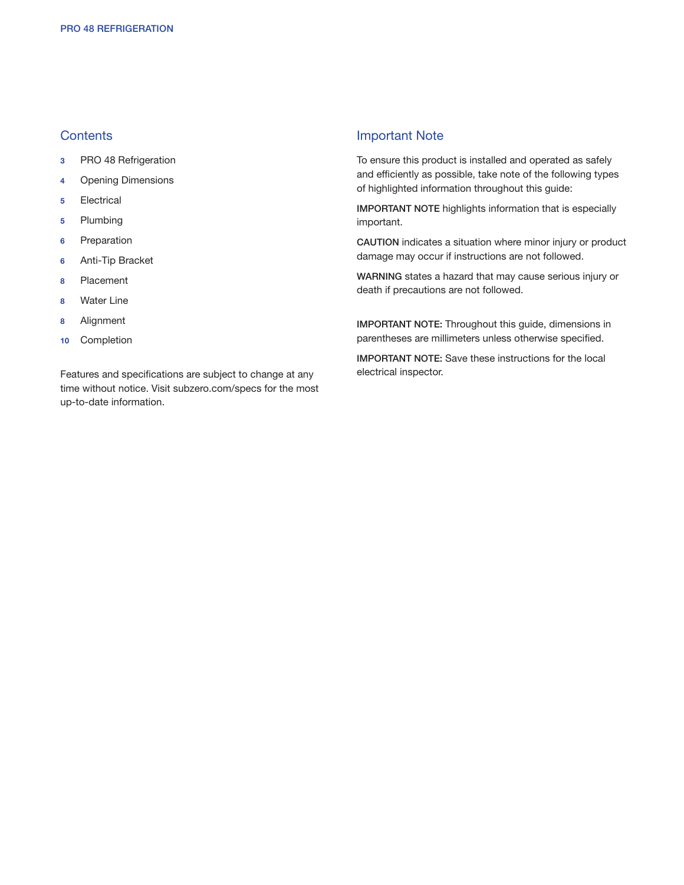## Contents

- **3** PRO 48 Refrigeration
- **4** Opening Dimensions
- **5** Electrical
- **5** Plumbing
- **6** Preparation
- **6** Anti-Tip Bracket
- **8** Placement
- **8** Water Line
- **8** Alignment
- **10** Completion

Features and specifications are subject to change at any time without notice. Visit subzero.com/specs for the most up-to-date information.

## Important Note

To ensure this product is installed and operated as safely and efficiently as possible, take note of the following types of highlighted information throughout this guide:

**IMPORTANT NOTE** highlights information that is especially important.

**CAUTION** indicates a situation where minor injury or product damage may occur if instructions are not followed.

**WARNING** states a hazard that may cause serious injury or death if precautions are not followed.

**IMPORTANT NOTE:** Throughout this guide, dimensions in parentheses are millimeters unless otherwise specified.

**IMPORTANT NOTE:** Save these instructions for the local electrical inspector.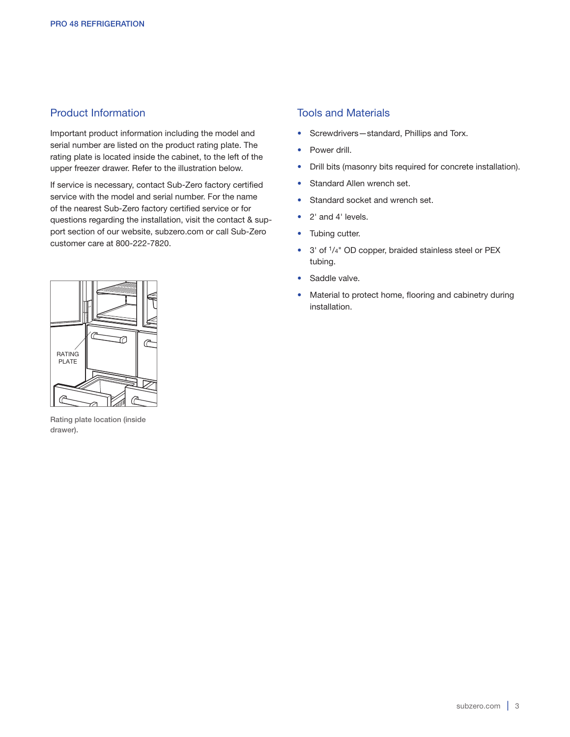## Product Information

Important product information including the model and serial number are listed on the product rating plate. The rating plate is located inside the cabinet, to the left of the upper freezer drawer. Refer to the illustration below.

If service is necessary, contact Sub-Zero factory certified service with the model and serial number. For the name of the nearest Sub-Zero factory certified service or for questions regarding the installation, visit the contact & support section of our website, subzero.com or call Sub-Zero customer care at 800-222-7820.

RATING PLATE

Rating plate location (inside drawer).

## Tools and Materials

- Screwdrivers—standard, Phillips and Torx.
- Power drill.
- Drill bits (masonry bits required for concrete installation).
- Standard Allen wrench set.
- Standard socket and wrench set.
- 2' and 4' levels.
- Tubing cutter.
- 3' of 1/4" OD copper, braided stainless steel or PEX tubing.
- Saddle valve.
- Material to protect home, flooring and cabinetry during installation.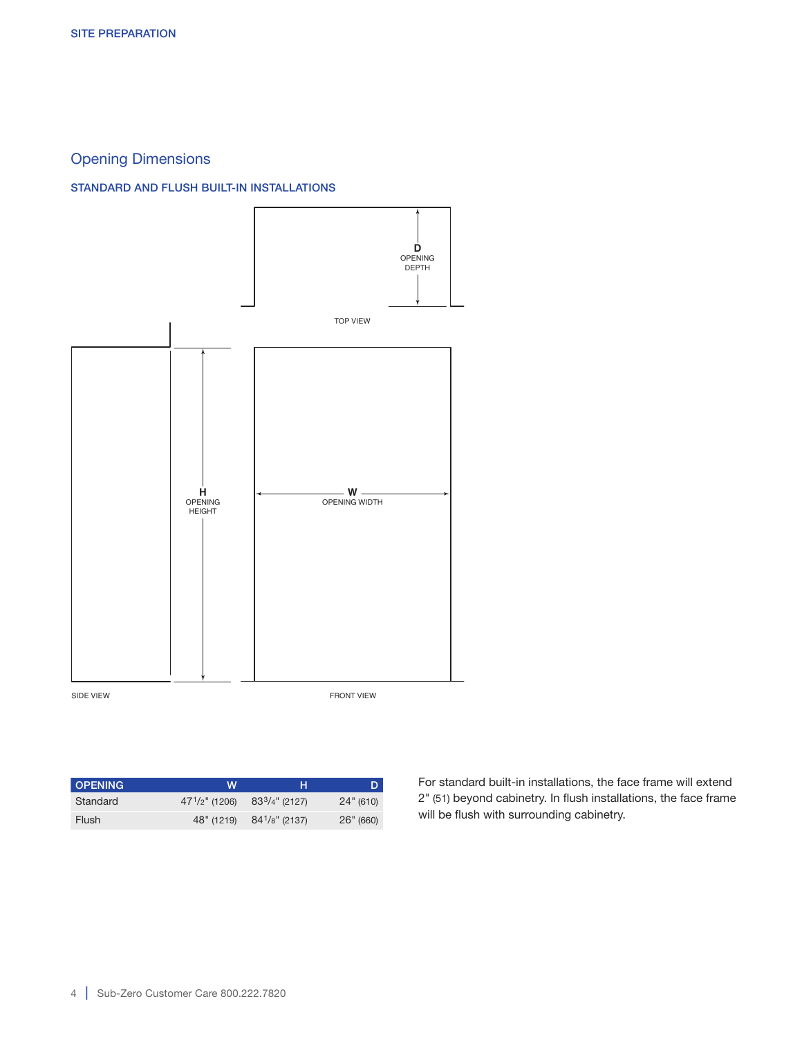SITE PREPARATION

## Opening Dimensions

### STANDARD AND FLUSH BUILT-IN INSTALLATIONS

D
OPENING
DEPTH

TOP VIEW

H
OPENING
HEIGHT

W
OPENING WIDTH

SIDE VIEW

FRONT VIEW

| OPENING | W | H | D |
|---|---|---|---|
| Standard | 47 1/2" (1206) | 83 3/4" (2127) | 24" (610) |
| Flush | 48" (1219) | 84 1/8" (2137) | 26" (660) |

For standard built-in installations, the face frame will extend 2" (51) beyond cabinetry. In flush installations, the face frame will be flush with surrounding cabinetry.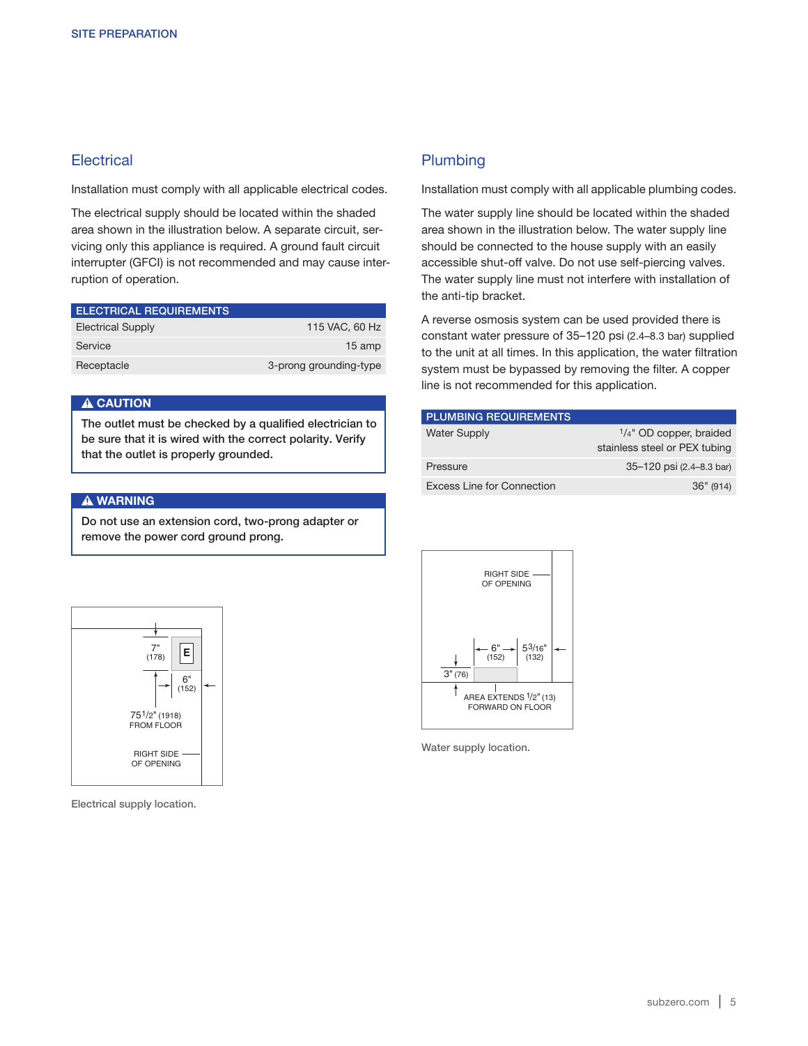## Electrical

Installation must comply with all applicable electrical codes.

The electrical supply should be located within the shaded area shown in the illustration below. A separate circuit, servicing only this appliance is required. A ground fault circuit interrupter (GFCI) is not recommended and may cause interruption of operation.

| ELECTRICAL REQUIREMENTS | |
|---|---|
| Electrical Supply | 115 VAC, 60 Hz |
| Service | 15 amp |
| Receptacle | 3-prong grounding-type |

**⚠ CAUTION**

**The outlet must be checked by a qualified electrician to be sure that it is wired with the correct polarity. Verify that the outlet is properly grounded.**

**⚠ WARNING**

**Do not use an extension cord, two-prong adapter or remove the power cord ground prong.**

7" (178)

E

6" (152)

75 1/2" (1918) FROM FLOOR

RIGHT SIDE OF OPENING

Electrical supply location.

## Plumbing

Installation must comply with all applicable plumbing codes.

The water supply line should be located within the shaded area shown in the illustration below. The water supply line should be connected to the house supply with an easily accessible shut-off valve. Do not use self-piercing valves. The water supply line must not interfere with installation of the anti-tip bracket.

A reverse osmosis system can be used provided there is constant water pressure of 35–120 psi (2.4–8.3 bar) supplied to the unit at all times. In this application, the water filtration system must be bypassed by removing the filter. A copper line is not recommended for this application.

| PLUMBING REQUIREMENTS | |
|---|---|
| Water Supply | 1/4" OD copper, braided stainless steel or PEX tubing |
| Pressure | 35–120 psi (2.4–8.3 bar) |
| Excess Line for Connection | 36" (914) |

RIGHT SIDE OF OPENING

6" (152)

5 3/16" (132)

3" (76)

AREA EXTENDS 1/2" (13) FORWARD ON FLOOR

Water supply location.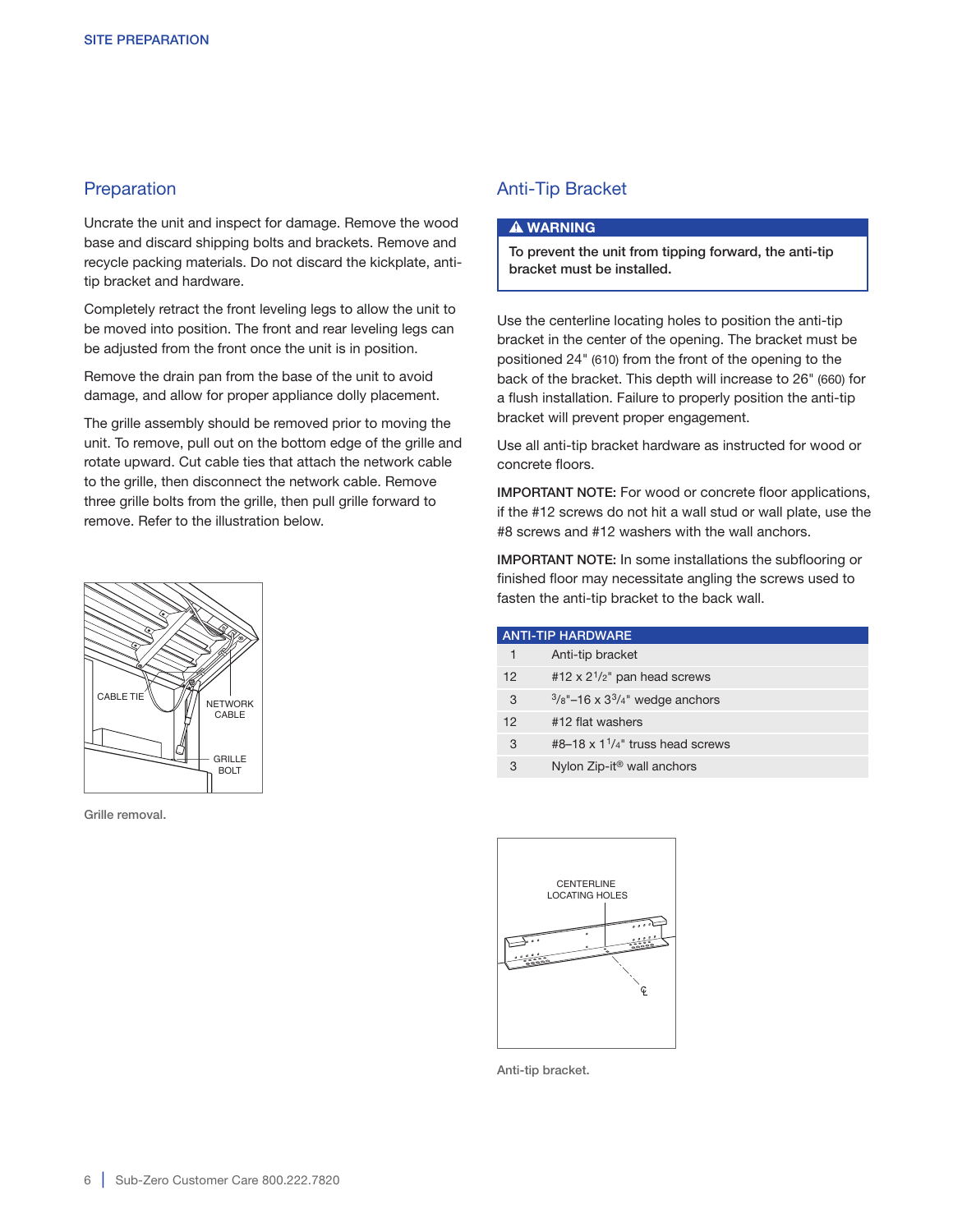## Preparation

Uncrate the unit and inspect for damage. Remove the wood base and discard shipping bolts and brackets. Remove and recycle packing materials. Do not discard the kickplate, anti-tip bracket and hardware.

Completely retract the front leveling legs to allow the unit to be moved into position. The front and rear leveling legs can be adjusted from the front once the unit is in position.

Remove the drain pan from the base of the unit to avoid damage, and allow for proper appliance dolly placement.

The grille assembly should be removed prior to moving the unit. To remove, pull out on the bottom edge of the grille and rotate upward. Cut cable ties that attach the network cable to the grille, then disconnect the network cable. Remove three grille bolts from the grille, then pull grille forward to remove. Refer to the illustration below.

Grille removal.

## Anti-Tip Bracket

**⚠ WARNING**

**To prevent the unit from tipping forward, the anti-tip bracket must be installed.**

Use the centerline locating holes to position the anti-tip bracket in the center of the opening. The bracket must be positioned 24" (610) from the front of the opening to the back of the bracket. This depth will increase to 26" (660) for a flush installation. Failure to properly position the anti-tip bracket will prevent proper engagement.

Use all anti-tip bracket hardware as instructed for wood or concrete floors.

**IMPORTANT NOTE:** For wood or concrete floor applications, if the #12 screws do not hit a wall stud or wall plate, use the #8 screws and #12 washers with the wall anchors.

**IMPORTANT NOTE:** In some installations the subflooring or finished floor may necessitate angling the screws used to fasten the anti-tip bracket to the back wall.

| ANTI-TIP HARDWARE | |
|---|---|
| 1 | Anti-tip bracket |
| 12 | #12 x 2 1/2" pan head screws |
| 3 | 3/8"–16 x 3 3/4" wedge anchors |
| 12 | #12 flat washers |
| 3 | #8–18 x 1 1/4" truss head screws |
| 3 | Nylon Zip-it® wall anchors |

Anti-tip bracket.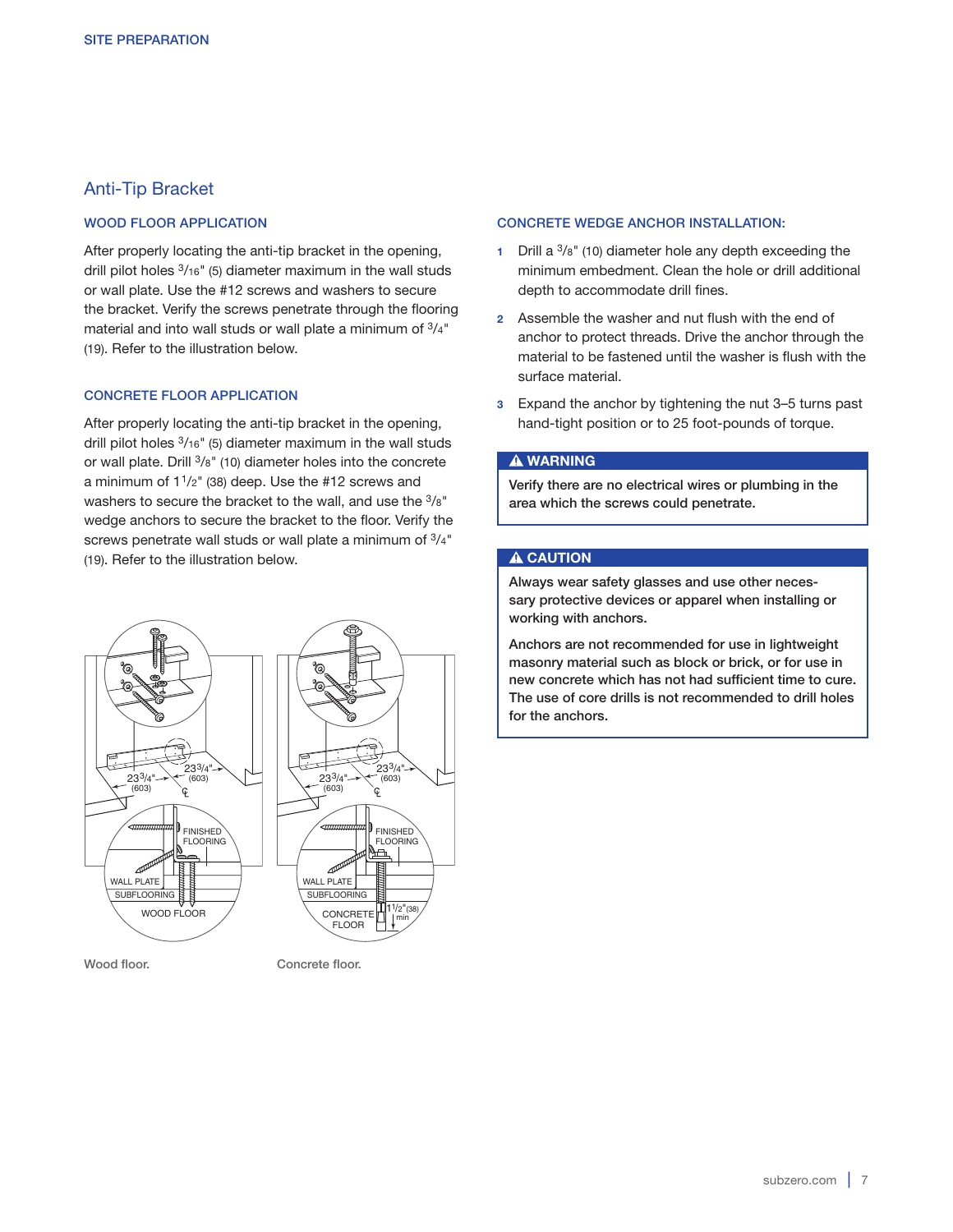## Anti-Tip Bracket

### WOOD FLOOR APPLICATION

After properly locating the anti-tip bracket in the opening, drill pilot holes 3/16" (5) diameter maximum in the wall studs or wall plate. Use the #12 screws and washers to secure the bracket. Verify the screws penetrate through the flooring material and into wall studs or wall plate a minimum of 3/4" (19). Refer to the illustration below.

### CONCRETE FLOOR APPLICATION

After properly locating the anti-tip bracket in the opening, drill pilot holes 3/16" (5) diameter maximum in the wall studs or wall plate. Drill 3/8" (10) diameter holes into the concrete a minimum of 1 1/2" (38) deep. Use the #12 screws and washers to secure the bracket to the wall, and use the 3/8" wedge anchors to secure the bracket to the floor. Verify the screws penetrate wall studs or wall plate a minimum of 3/4" (19). Refer to the illustration below.

Wood floor.

Concrete floor.

### CONCRETE WEDGE ANCHOR INSTALLATION:

1. Drill a 3/8" (10) diameter hole any depth exceeding the minimum embedment. Clean the hole or drill additional depth to accommodate drill fines.
2. Assemble the washer and nut flush with the end of anchor to protect threads. Drive the anchor through the material to be fastened until the washer is flush with the surface material.
3. Expand the anchor by tightening the nut 3–5 turns past hand-tight position or to 25 foot-pounds of torque.

**⚠ WARNING**

**Verify there are no electrical wires or plumbing in the area which the screws could penetrate.**

**⚠ CAUTION**

**Always wear safety glasses and use other necessary protective devices or apparel when installing or working with anchors.**

**Anchors are not recommended for use in lightweight masonry material such as block or brick, or for use in new concrete which has not had sufficient time to cure. The use of core drills is not recommended to drill holes for the anchors.**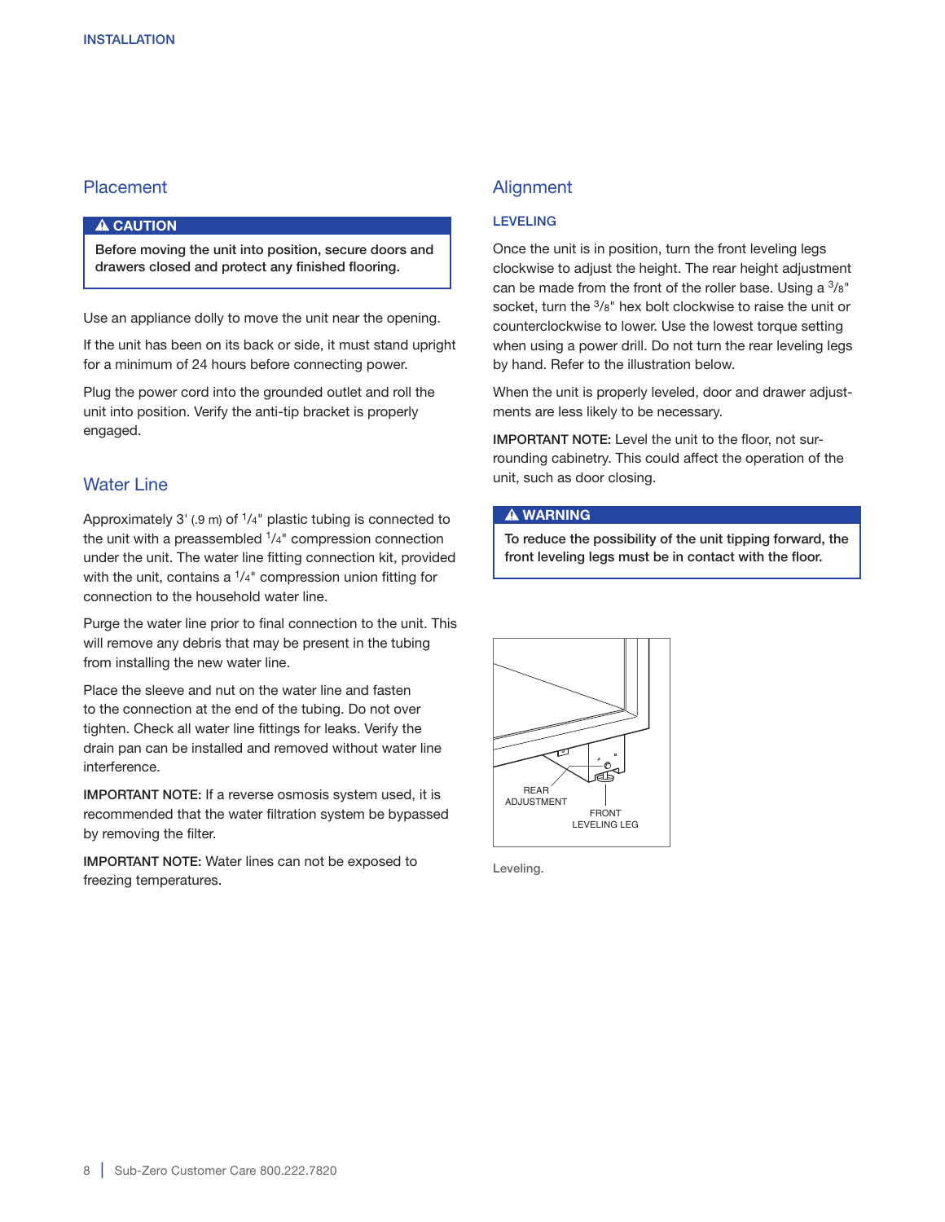## Placement

**⚠ CAUTION**

**Before moving the unit into position, secure doors and drawers closed and protect any finished flooring.**

Use an appliance dolly to move the unit near the opening.

If the unit has been on its back or side, it must stand upright for a minimum of 24 hours before connecting power.

Plug the power cord into the grounded outlet and roll the unit into position. Verify the anti-tip bracket is properly engaged.

## Water Line

Approximately 3' (.9 m) of 1/4" plastic tubing is connected to the unit with a preassembled 1/4" compression connection under the unit. The water line fitting connection kit, provided with the unit, contains a 1/4" compression union fitting for connection to the household water line.

Purge the water line prior to final connection to the unit. This will remove any debris that may be present in the tubing from installing the new water line.

Place the sleeve and nut on the water line and fasten to the connection at the end of the tubing. Do not over tighten. Check all water line fittings for leaks. Verify the drain pan can be installed and removed without water line interference.

**IMPORTANT NOTE:** If a reverse osmosis system used, it is recommended that the water filtration system be bypassed by removing the filter.

**IMPORTANT NOTE:** Water lines can not be exposed to freezing temperatures.

## Alignment

### LEVELING

Once the unit is in position, turn the front leveling legs clockwise to adjust the height. The rear height adjustment can be made from the front of the roller base. Using a 3/8" socket, turn the 3/8" hex bolt clockwise to raise the unit or counterclockwise to lower. Use the lowest torque setting when using a power drill. Do not turn the rear leveling legs by hand. Refer to the illustration below.

When the unit is properly leveled, door and drawer adjustments are less likely to be necessary.

**IMPORTANT NOTE:** Level the unit to the floor, not surrounding cabinetry. This could affect the operation of the unit, such as door closing.

**⚠ WARNING**

**To reduce the possibility of the unit tipping forward, the front leveling legs must be in contact with the floor.**

REAR ADJUSTMENT

FRONT LEVELING LEG

Leveling.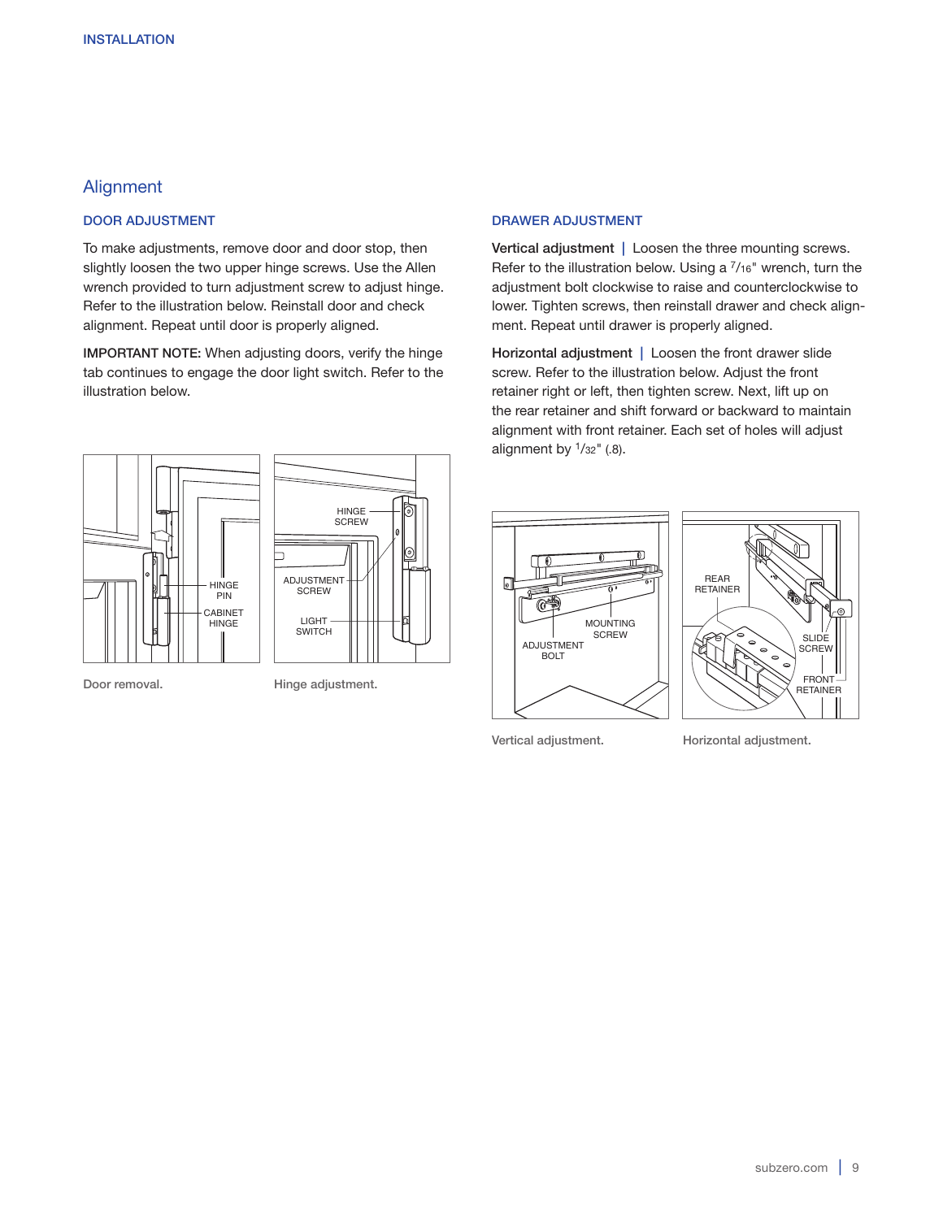## Alignment

### DOOR ADJUSTMENT

To make adjustments, remove door and door stop, then slightly loosen the two upper hinge screws. Use the Allen wrench provided to turn adjustment screw to adjust hinge. Refer to the illustration below. Reinstall door and check alignment. Repeat until door is properly aligned.

**IMPORTANT NOTE:** When adjusting doors, verify the hinge tab continues to engage the door light switch. Refer to the illustration below.

Door removal.

Hinge adjustment.

### DRAWER ADJUSTMENT

**Vertical adjustment** | Loosen the three mounting screws. Refer to the illustration below. Using a 7/16" wrench, turn the adjustment bolt clockwise to raise and counterclockwise to lower. Tighten screws, then reinstall drawer and check alignment. Repeat until drawer is properly aligned.

**Horizontal adjustment** | Loosen the front drawer slide screw. Refer to the illustration below. Adjust the front retainer right or left, then tighten screw. Next, lift up on the rear retainer and shift forward or backward to maintain alignment with front retainer. Each set of holes will adjust alignment by 1/32" (.8).

Vertical adjustment.

Horizontal adjustment.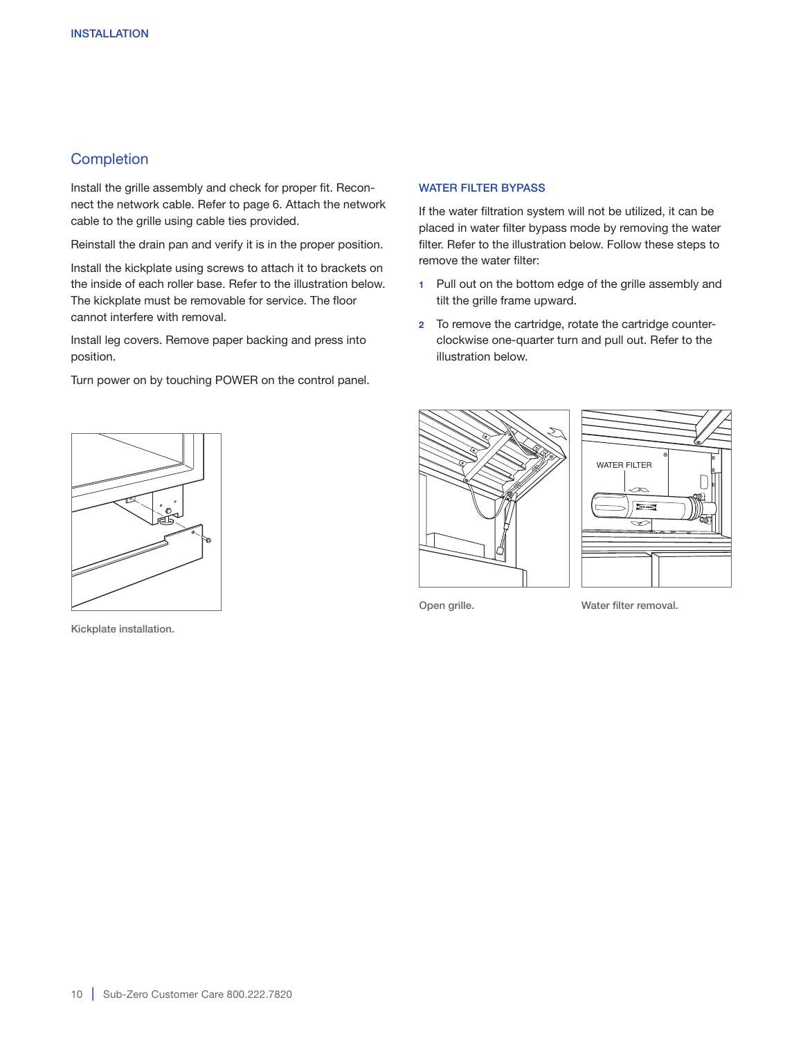## Completion

Install the grille assembly and check for proper fit. Reconnect the network cable. Refer to page 6. Attach the network cable to the grille using cable ties provided.

Reinstall the drain pan and verify it is in the proper position.

Install the kickplate using screws to attach it to brackets on the inside of each roller base. Refer to the illustration below. The kickplate must be removable for service. The floor cannot interfere with removal.

Install leg covers. Remove paper backing and press into position.

Turn power on by touching POWER on the control panel.

Kickplate installation.

### WATER FILTER BYPASS

If the water filtration system will not be utilized, it can be placed in water filter bypass mode by removing the water filter. Refer to the illustration below. Follow these steps to remove the water filter:

1. Pull out on the bottom edge of the grille assembly and tilt the grille frame upward.
2. To remove the cartridge, rotate the cartridge counter-clockwise one-quarter turn and pull out. Refer to the illustration below.

Open grille.

Water filter removal.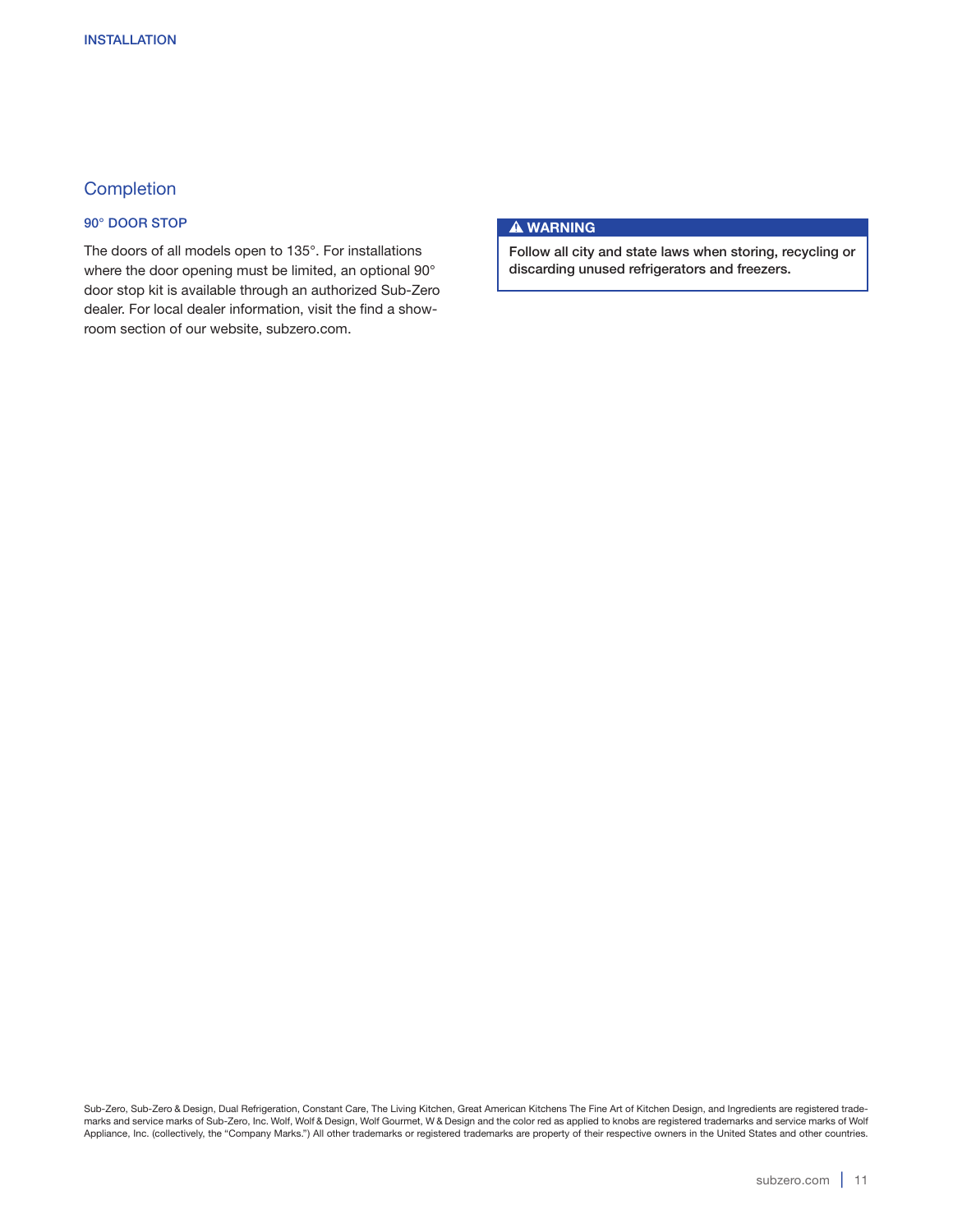## Completion

### 90° DOOR STOP

The doors of all models open to 135°. For installations where the door opening must be limited, an optional 90° door stop kit is available through an authorized Sub-Zero dealer. For local dealer information, visit the find a showroom section of our website, subzero.com.

**⚠ WARNING**

**Follow all city and state laws when storing, recycling or discarding unused refrigerators and freezers.**

Sub-Zero, Sub-Zero & Design, Dual Refrigeration, Constant Care, The Living Kitchen, Great American Kitchens The Fine Art of Kitchen Design, and Ingredients are registered trademarks and service marks of Sub-Zero, Inc. Wolf, Wolf & Design, Wolf Gourmet, W & Design and the color red as applied to knobs are registered trademarks and service marks of Wolf Appliance, Inc. (collectively, the "Company Marks.") All other trademarks or registered trademarks are property of their respective owners in the United States and other countries.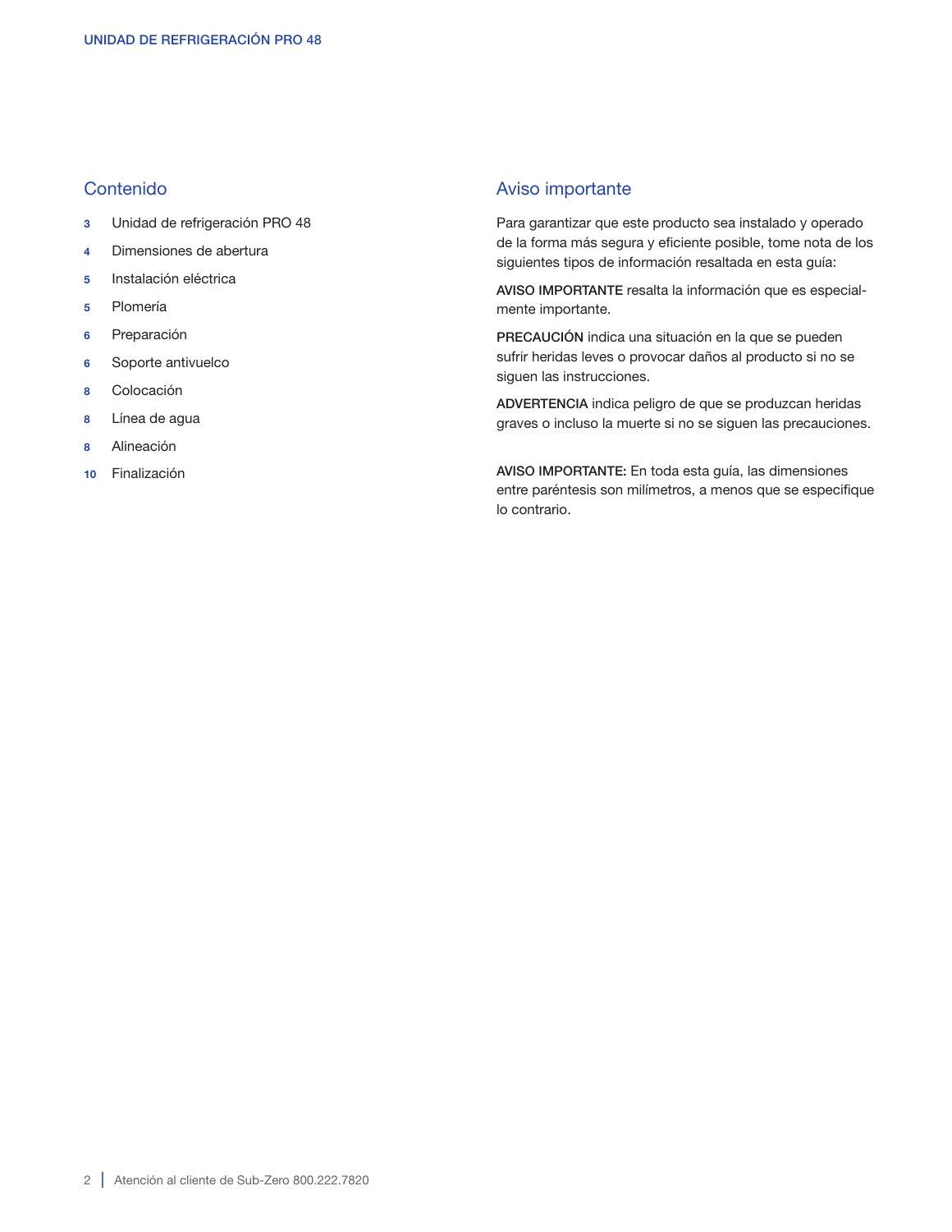## Contenido

- **3** Unidad de refrigeración PRO 48
- **4** Dimensiones de abertura
- **5** Instalación eléctrica
- **5** Plomería
- **6** Preparación
- **6** Soporte antivuelco
- **8** Colocación
- **8** Línea de agua
- **8** Alineación
- **10** Finalización

## Aviso importante

Para garantizar que este producto sea instalado y operado de la forma más segura y eficiente posible, tome nota de los siguientes tipos de información resaltada en esta guía:

**AVISO IMPORTANTE** resalta la información que es especialmente importante.

**PRECAUCIÓN** indica una situación en la que se pueden sufrir heridas leves o provocar daños al producto si no se siguen las instrucciones.

**ADVERTENCIA** indica peligro de que se produzcan heridas graves o incluso la muerte si no se siguen las precauciones.

**AVISO IMPORTANTE:** En toda esta guía, las dimensiones entre paréntesis son milímetros, a menos que se especifique lo contrario.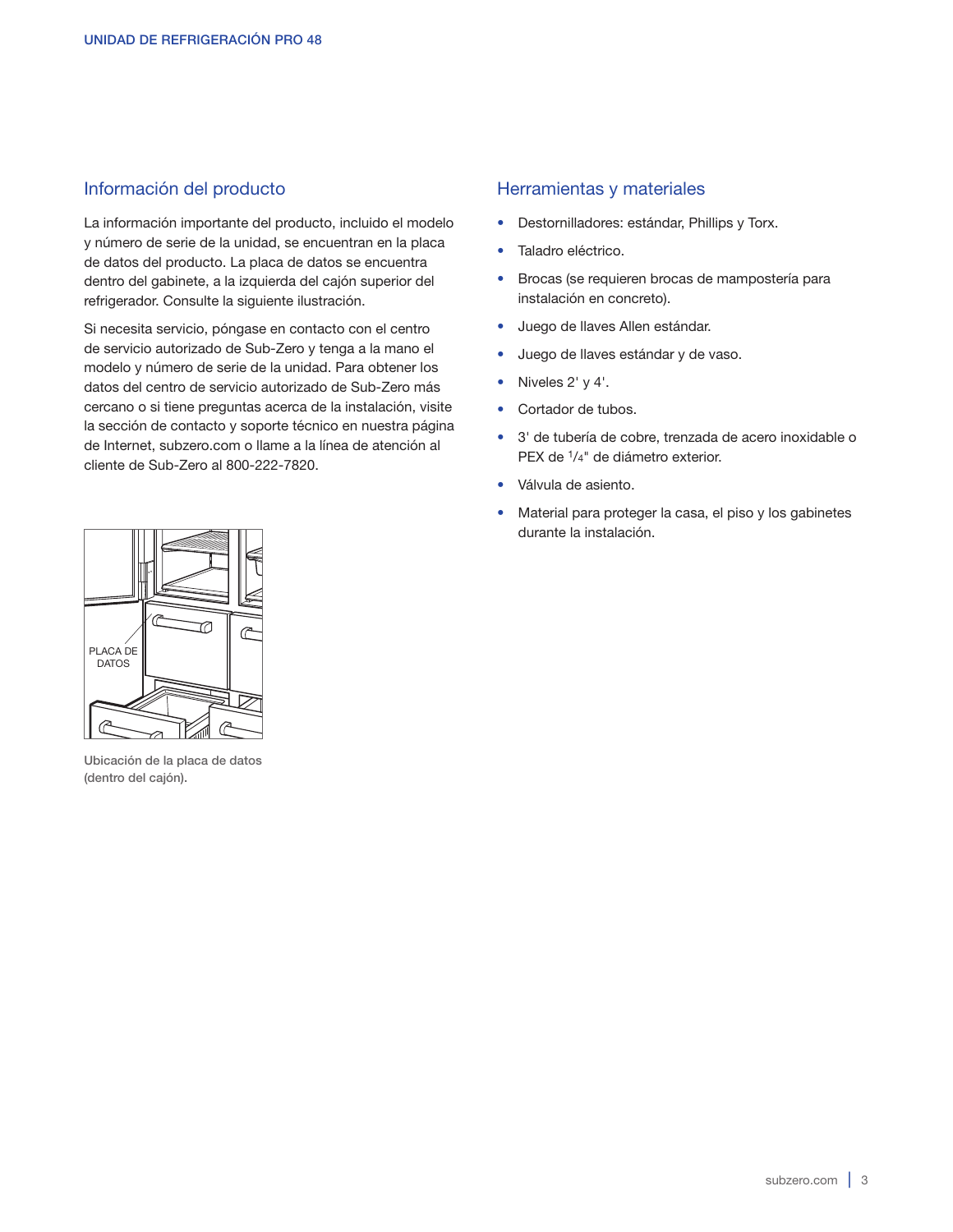## Información del producto

La información importante del producto, incluido el modelo y número de serie de la unidad, se encuentran en la placa de datos del producto. La placa de datos se encuentra dentro del gabinete, a la izquierda del cajón superior del refrigerador. Consulte la siguiente ilustración.

Si necesita servicio, póngase en contacto con el centro de servicio autorizado de Sub-Zero y tenga a la mano el modelo y número de serie de la unidad. Para obtener los datos del centro de servicio autorizado de Sub-Zero más cercano o si tiene preguntas acerca de la instalación, visite la sección de contacto y soporte técnico en nuestra página de Internet, subzero.com o llame a la línea de atención al cliente de Sub-Zero al 800-222-7820.

PLACA DE DATOS

Ubicación de la placa de datos (dentro del cajón).

## Herramientas y materiales

- Destornilladores: estándar, Phillips y Torx.
- Taladro eléctrico.
- Brocas (se requieren brocas de mampostería para instalación en concreto).
- Juego de llaves Allen estándar.
- Juego de llaves estándar y de vaso.
- Niveles 2' y 4'.
- Cortador de tubos.
- 3' de tubería de cobre, trenzada de acero inoxidable o PEX de 1/4" de diámetro exterior.
- Válvula de asiento.
- Material para proteger la casa, el piso y los gabinetes durante la instalación.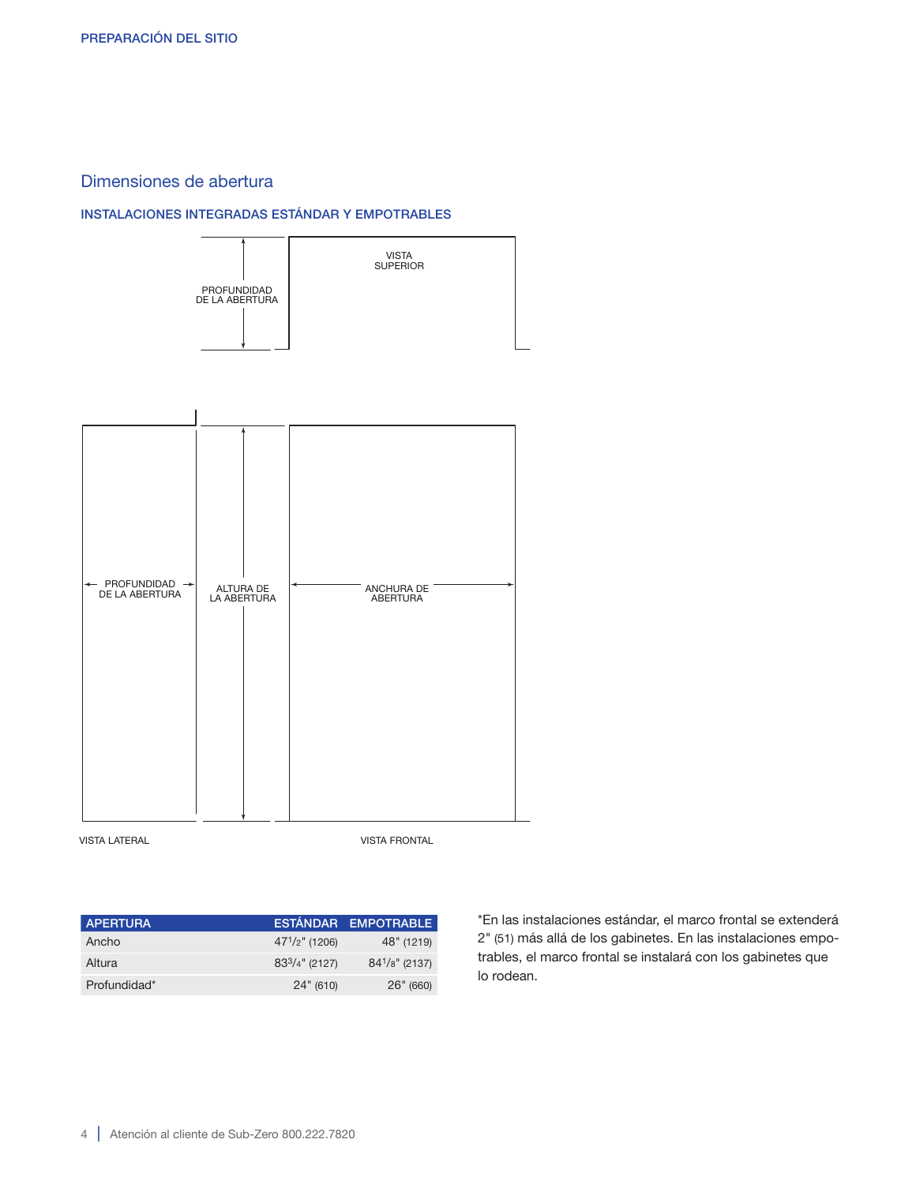## Dimensiones de abertura

### INSTALACIONES INTEGRADAS ESTÁNDAR Y EMPOTRABLES

VISTA SUPERIOR

PROFUNDIDAD DE LA ABERTURA

PROFUNDIDAD DE LA ABERTURA

ALTURA DE LA ABERTURA

ANCHURA DE ABERTURA

VISTA LATERAL

VISTA FRONTAL

| APERTURA | ESTÁNDAR | EMPOTRABLE |
|---|---|---|
| Ancho | 47 1/2" (1206) | 48" (1219) |
| Altura | 83 3/4" (2127) | 84 1/8" (2137) |
| Profundidad* | 24" (610) | 26" (660) |

*En las instalaciones estándar, el marco frontal se extenderá 2" (51) más allá de los gabinetes. En las instalaciones empotrables, el marco frontal se instalará con los gabinetes que lo rodean.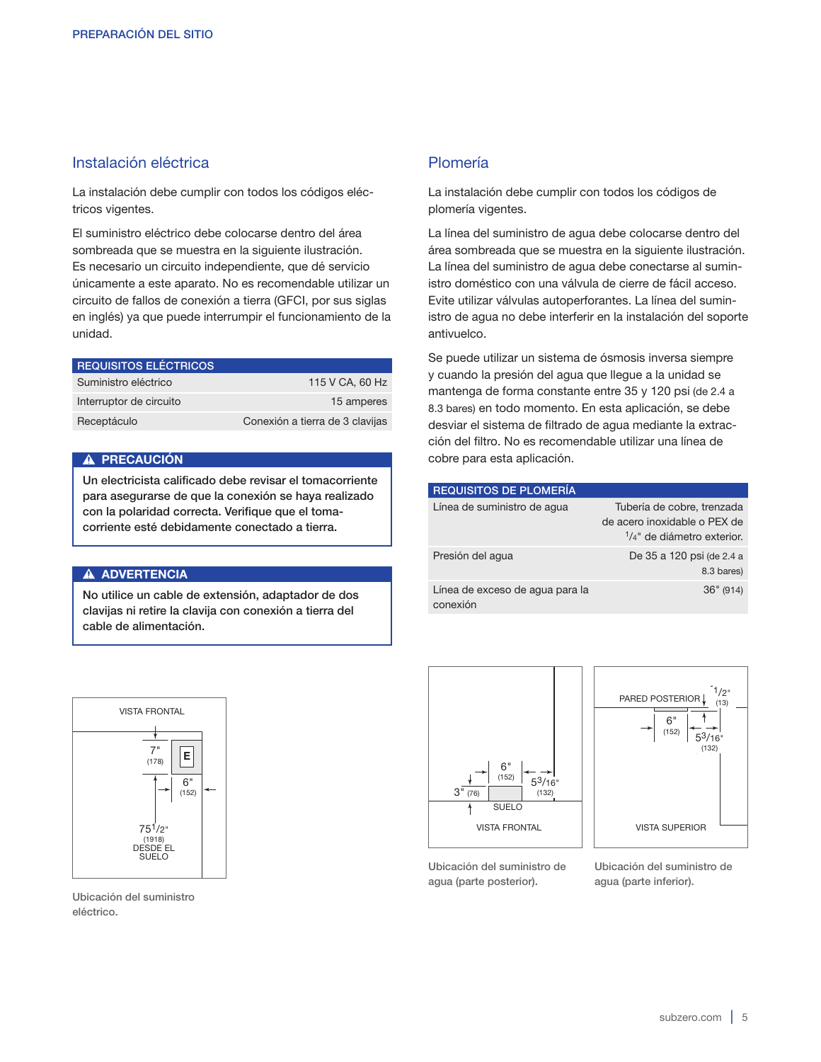## Instalación eléctrica

La instalación debe cumplir con todos los códigos eléctricos vigentes.

El suministro eléctrico debe colocarse dentro del área sombreada que se muestra en la siguiente ilustración. Es necesario un circuito independiente, que dé servicio únicamente a este aparato. No es recomendable utilizar un circuito de fallos de conexión a tierra (GFCI, por sus siglas en inglés) ya que puede interrumpir el funcionamiento de la unidad.

| REQUISITOS ELÉCTRICOS | |
|---|---|
| Suministro eléctrico | 115 V CA, 60 Hz |
| Interruptor de circuito | 15 amperes |
| Receptáculo | Conexión a tierra de 3 clavijas |

**⚠ PRECAUCIÓN**

**Un electricista calificado debe revisar el tomacorriente para asegurarse de que la conexión se haya realizado con la polaridad correcta. Verifique que el tomacorriente esté debidamente conectado a tierra.**

**⚠ ADVERTENCIA**

**No utilice un cable de extensión, adaptador de dos clavijas ni retire la clavija con conexión a tierra del cable de alimentación.**

VISTA FRONTAL
7" (178)
E
6" (152)
75 1/2" (1918) DESDE EL SUELO

Ubicación del suministro eléctrico.

## Plomería

La instalación debe cumplir con todos los códigos de plomería vigentes.

La línea del suministro de agua debe colocarse dentro del área sombreada que se muestra en la siguiente ilustración. La línea del suministro de agua debe conectarse al suministro doméstico con una válvula de cierre de fácil acceso. Evite utilizar válvulas autoperforantes. La línea del suministro de agua no debe interferir en la instalación del soporte antivuelco.

Se puede utilizar un sistema de ósmosis inversa siempre y cuando la presión del agua que llegue a la unidad se mantenga de forma constante entre 35 y 120 psi (de 2.4 a 8.3 bares) en todo momento. En esta aplicación, se debe desviar el sistema de filtrado de agua mediante la extracción del filtro. No es recomendable utilizar una línea de cobre para esta aplicación.

| REQUISITOS DE PLOMERÍA | |
|---|---|
| Línea de suministro de agua | Tubería de cobre, trenzada de acero inoxidable o PEX de 1/4" de diámetro exterior. |
| Presión del agua | De 35 a 120 psi (de 2.4 a 8.3 bares) |
| Línea de exceso de agua para la conexión | 36" (914) |

6" (152)
3" (76)
5 3/16" (132)
SUELO
VISTA FRONTAL

Ubicación del suministro de agua (parte posterior).

PARED POSTERIOR
1/2" (13)
6" (152)
5 3/16" (132)
VISTA SUPERIOR

Ubicación del suministro de agua (parte inferior).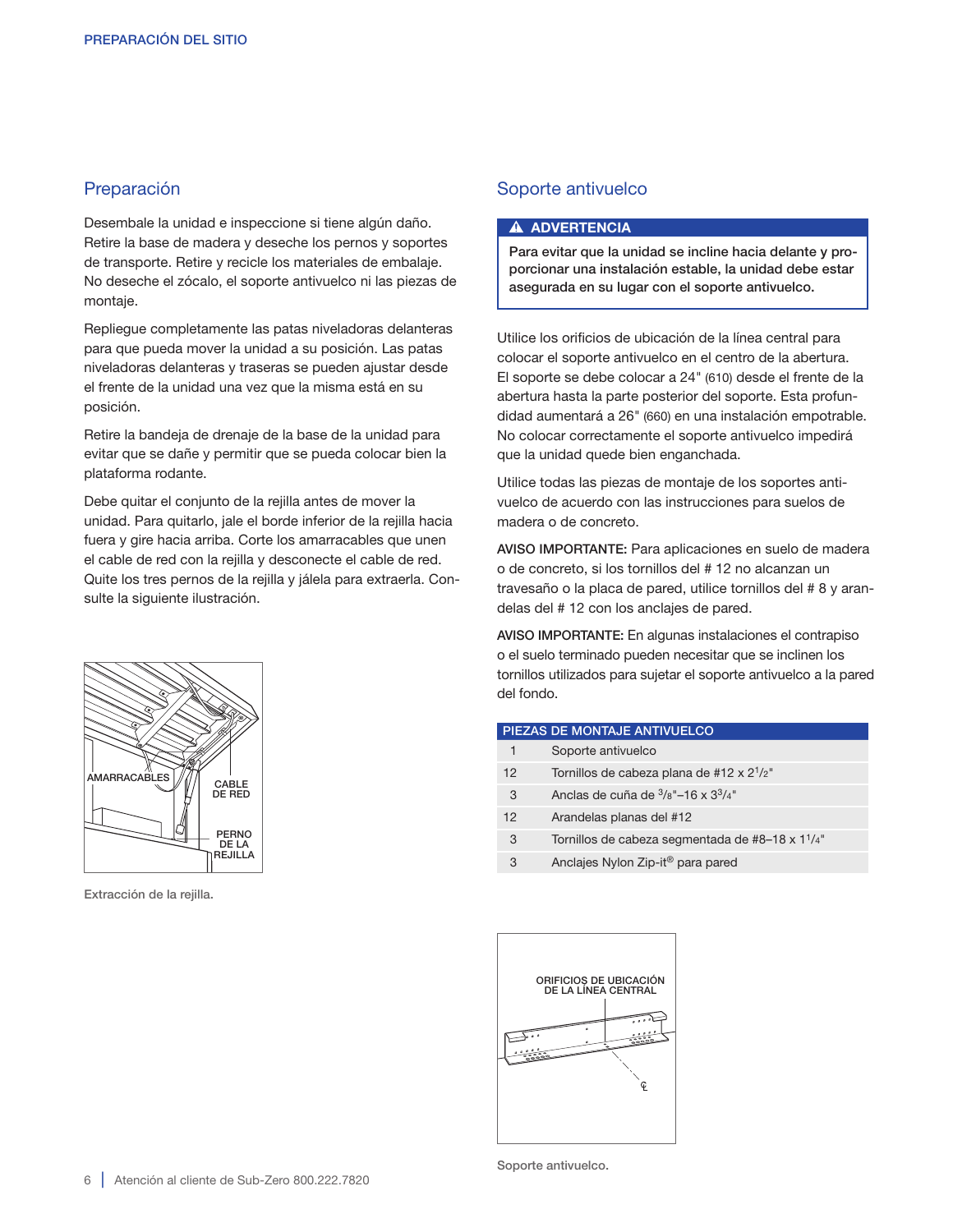## Preparación

Desembale la unidad e inspeccione si tiene algún daño. Retire la base de madera y deseche los pernos y soportes de transporte. Retire y recicle los materiales de embalaje. No deseche el zócalo, el soporte antivuelco ni las piezas de montaje.

Repliegue completamente las patas niveladoras delanteras para que pueda mover la unidad a su posición. Las patas niveladoras delanteras y traseras se pueden ajustar desde el frente de la unidad una vez que la misma está en su posición.

Retire la bandeja de drenaje de la base de la unidad para evitar que se dañe y permitir que se pueda colocar bien la plataforma rodante.

Debe quitar el conjunto de la rejilla antes de mover la unidad. Para quitarlo, jale el borde inferior de la rejilla hacia fuera y gire hacia arriba. Corte los amarracables que unen el cable de red con la rejilla y desconecte el cable de red. Quite los tres pernos de la rejilla y jálela para extraerla. Consulte la siguiente ilustración.

AMARRACABLES
CABLE DE RED
PERNO DE LA REJILLA

Extracción de la rejilla.

## Soporte antivuelco

> **⚠ ADVERTENCIA**
>
> **Para evitar que la unidad se incline hacia delante y proporcionar una instalación estable, la unidad debe estar asegurada en su lugar con el soporte antivuelco.**

Utilice los orificios de ubicación de la línea central para colocar el soporte antivuelco en el centro de la abertura. El soporte se debe colocar a 24" (610) desde el frente de la abertura hasta la parte posterior del soporte. Esta profundidad aumentará a 26" (660) en una instalación empotrable. No colocar correctamente el soporte antivuelco impedirá que la unidad quede bien enganchada.

Utilice todas las piezas de montaje de los soportes antivuelco de acuerdo con las instrucciones para suelos de madera o de concreto.

**AVISO IMPORTANTE:** Para aplicaciones en suelo de madera o de concreto, si los tornillos del # 12 no alcanzan un travesaño o la placa de pared, utilice tornillos del # 8 y arandelas del # 12 con los anclajes de pared.

**AVISO IMPORTANTE:** En algunas instalaciones el contrapiso o el suelo terminado pueden necesitar que se inclinen los tornillos utilizados para sujetar el soporte antivuelco a la pared del fondo.

| PIEZAS DE MONTAJE ANTIVUELCO | |
|---|---|
| 1 | Soporte antivuelco |
| 12 | Tornillos de cabeza plana de #12 x 2 1/2" |
| 3 | Anclas de cuña de 3/8"–16 x 3 3/4" |
| 12 | Arandelas planas del #12 |
| 3 | Tornillos de cabeza segmentada de #8–18 x 1 1/4" |
| 3 | Anclajes Nylon Zip-it® para pared |

ORIFICIOS DE UBICACIÓN DE LA LÍNEA CENTRAL

Soporte antivuelco.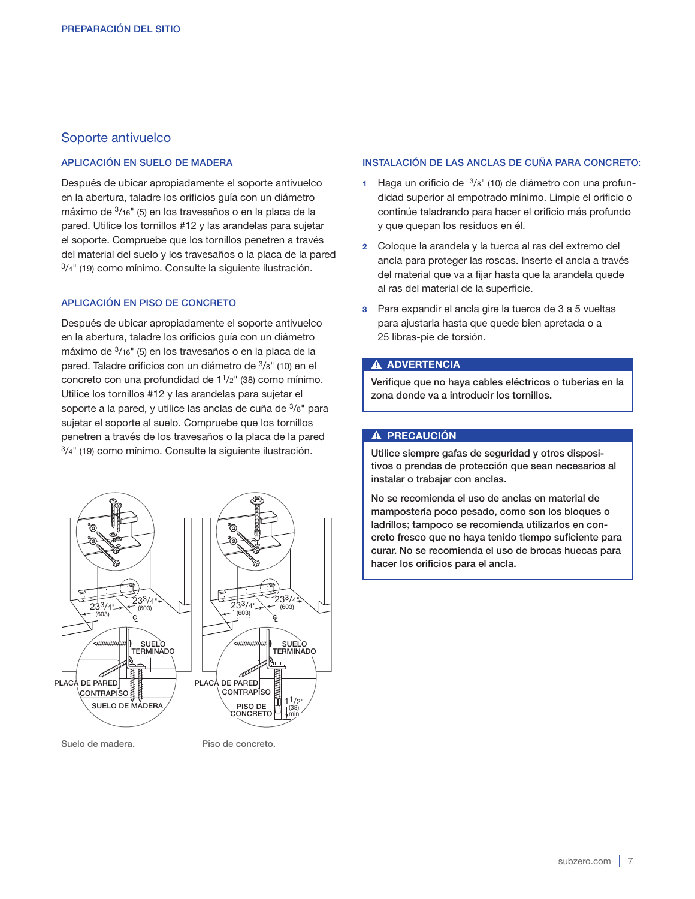## Soporte antivuelco

### APLICACIÓN EN SUELO DE MADERA

Después de ubicar apropiadamente el soporte antivuelco en la abertura, taladre los orificios guía con un diámetro máximo de 3/16" (5) en los travesaños o en la placa de la pared. Utilice los tornillos #12 y las arandelas para sujetar el soporte. Compruebe que los tornillos penetren a través del material del suelo y los travesaños o la placa de la pared 3/4" (19) como mínimo. Consulte la siguiente ilustración.

### APLICACIÓN EN PISO DE CONCRETO

Después de ubicar apropiadamente el soporte antivuelco en la abertura, taladre los orificios guía con un diámetro máximo de 3/16" (5) en los travesaños o en la placa de la pared. Taladre orificios con un diámetro de 3/8" (10) en el concreto con una profundidad de 1 1/2" (38) como mínimo. Utilice los tornillos #12 y las arandelas para sujetar el soporte a la pared, y utilice las anclas de cuña de 3/8" para sujetar el soporte al suelo. Compruebe que los tornillos penetren a través de los travesaños o la placa de la pared 3/4" (19) como mínimo. Consulte la siguiente ilustración.

Suelo de madera.

Piso de concreto.

### INSTALACIÓN DE LAS ANCLAS DE CUÑA PARA CONCRETO:

1. Haga un orificio de 3/8" (10) de diámetro con una profundidad superior al empotrado mínimo. Limpie el orificio o continúe taladrando para hacer el orificio más profundo y que quepan los residuos en él.
2. Coloque la arandela y la tuerca al ras del extremo del ancla para proteger las roscas. Inserte el ancla a través del material que va a fijar hasta que la arandela quede al ras del material de la superficie.
3. Para expandir el ancla gire la tuerca de 3 a 5 vueltas para ajustarla hasta que quede bien apretada o a 25 libras-pie de torsión.

**⚠ ADVERTENCIA**

**Verifique que no haya cables eléctricos o tuberías en la zona donde va a introducir los tornillos.**

**⚠ PRECAUCIÓN**

**Utilice siempre gafas de seguridad y otros dispositivos o prendas de protección que sean necesarios al instalar o trabajar con anclas.**

**No se recomienda el uso de anclas en material de mampostería poco pesado, como son los bloques o ladrillos; tampoco se recomienda utilizarlos en concreto fresco que no haya tenido tiempo suficiente para curar. No se recomienda el uso de brocas huecas para hacer los orificios para el ancla.**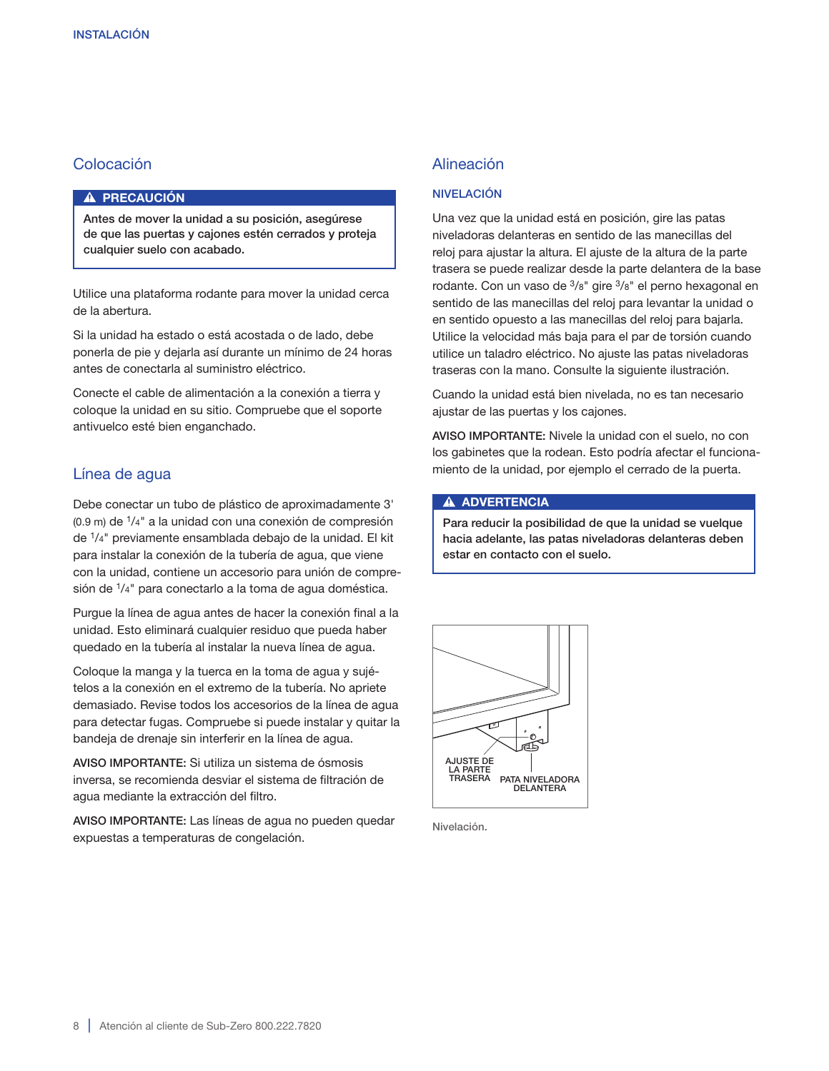## Colocación

**⚠ PRECAUCIÓN**

**Antes de mover la unidad a su posición, asegúrese de que las puertas y cajones estén cerrados y proteja cualquier suelo con acabado.**

Utilice una plataforma rodante para mover la unidad cerca de la abertura.

Si la unidad ha estado o está acostada o de lado, debe ponerla de pie y dejarla así durante un mínimo de 24 horas antes de conectarla al suministro eléctrico.

Conecte el cable de alimentación a la conexión a tierra y coloque la unidad en su sitio. Compruebe que el soporte antivuelco esté bien enganchado.

## Línea de agua

Debe conectar un tubo de plástico de aproximadamente 3' (0.9 m) de 1/4" a la unidad con una conexión de compresión de 1/4" previamente ensamblada debajo de la unidad. El kit para instalar la conexión de la tubería de agua, que viene con la unidad, contiene un accesorio para unión de compresión de 1/4" para conectarlo a la toma de agua doméstica.

Purgue la línea de agua antes de hacer la conexión final a la unidad. Esto eliminará cualquier residuo que pueda haber quedado en la tubería al instalar la nueva línea de agua.

Coloque la manga y la tuerca en la toma de agua y sujételos a la conexión en el extremo de la tubería. No apriete demasiado. Revise todos los accesorios de la línea de agua para detectar fugas. Compruebe si puede instalar y quitar la bandeja de drenaje sin interferir en la línea de agua.

**AVISO IMPORTANTE:** Si utiliza un sistema de ósmosis inversa, se recomienda desviar el sistema de filtración de agua mediante la extracción del filtro.

**AVISO IMPORTANTE:** Las líneas de agua no pueden quedar expuestas a temperaturas de congelación.

## Alineación

### NIVELACIÓN

Una vez que la unidad está en posición, gire las patas niveladoras delanteras en sentido de las manecillas del reloj para ajustar la altura. El ajuste de la altura de la parte trasera se puede realizar desde la parte delantera de la base rodante. Con un vaso de 3/8" gire 3/8" el perno hexagonal en sentido de las manecillas del reloj para levantar la unidad o en sentido opuesto a las manecillas del reloj para bajarla. Utilice la velocidad más baja para el par de torsión cuando utilice un taladro eléctrico. No ajuste las patas niveladoras traseras con la mano. Consulte la siguiente ilustración.

Cuando la unidad está bien nivelada, no es tan necesario ajustar de las puertas y los cajones.

**AVISO IMPORTANTE:** Nivele la unidad con el suelo, no con los gabinetes que la rodean. Esto podría afectar el funcionamiento de la unidad, por ejemplo el cerrado de la puerta.

**⚠ ADVERTENCIA**

**Para reducir la posibilidad de que la unidad se vuelque hacia adelante, las patas niveladoras delanteras deben estar en contacto con el suelo.**

AJUSTE DE LA PARTE TRASERA

PATA NIVELADORA DELANTERA

Nivelación.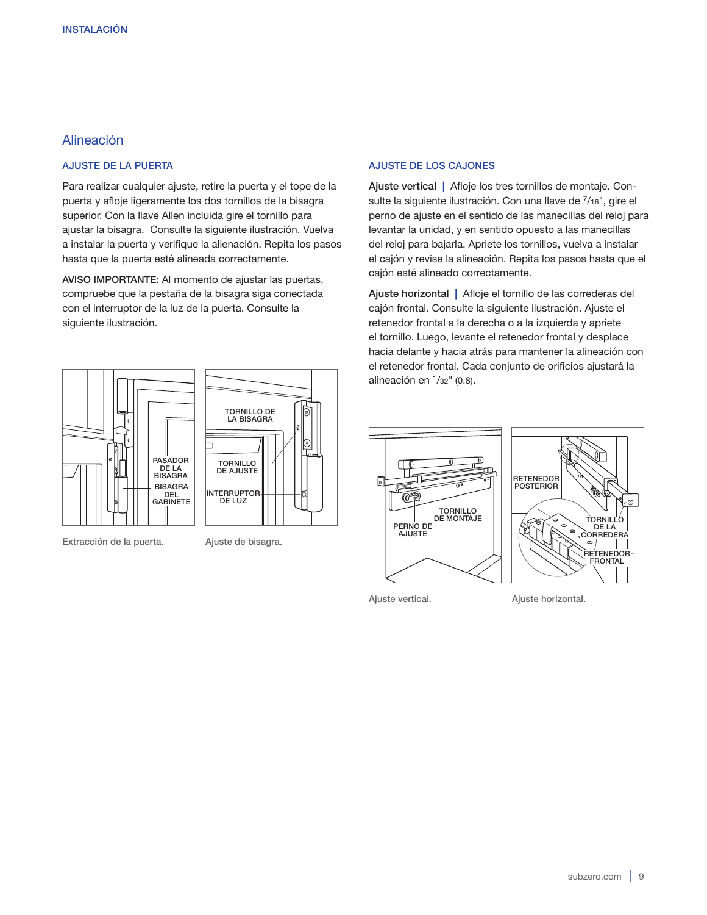## Alineación

### AJUSTE DE LA PUERTA

Para realizar cualquier ajuste, retire la puerta y el tope de la puerta y afloje ligeramente los dos tornillos de la bisagra superior. Con la llave Allen incluida gire el tornillo para ajustar la bisagra. Consulte la siguiente ilustración. Vuelva a instalar la puerta y verifique la alienación. Repita los pasos hasta que la puerta esté alineada correctamente.

**AVISO IMPORTANTE:** Al momento de ajustar las puertas, compruebe que la pestaña de la bisagra siga conectada con el interruptor de la luz de la puerta. Consulte la siguiente ilustración.

PASADOR DE LA BISAGRA

BISAGRA DEL GABINETE

Extracción de la puerta.

TORNILLO DE LA BISAGRA

TORNILLO DE AJUSTE

INTERRUPTOR DE LUZ

Ajuste de bisagra.

### AJUSTE DE LOS CAJONES

**Ajuste vertical** | Afloje los tres tornillos de montaje. Consulte la siguiente ilustración. Con una llave de $^{7}/_{16}$", gire el perno de ajuste en el sentido de las manecillas del reloj para levantar la unidad, y en sentido opuesto a las manecillas del reloj para bajarla. Apriete los tornillos, vuelva a instalar el cajón y revise la alineación. Repita los pasos hasta que el cajón esté alineado correctamente.

**Ajuste horizontal** | Afloje el tornillo de las correderas del cajón frontal. Consulte la siguiente ilustración. Ajuste el retenedor frontal a la derecha o a la izquierda y apriete el tornillo. Luego, levante el retenedor frontal y desplace hacia delante y hacia atrás para mantener la alineación con el retenedor frontal. Cada conjunto de orificios ajustará la alineación en $^{1}/_{32}$" (0.8).

TORNILLO DE MONTAJE

PERNO DE AJUSTE

Ajuste vertical.

RETENEDOR POSTERIOR

TORNILLO DE LA CORREDERA

RETENEDOR FRONTAL

Ajuste horizontal.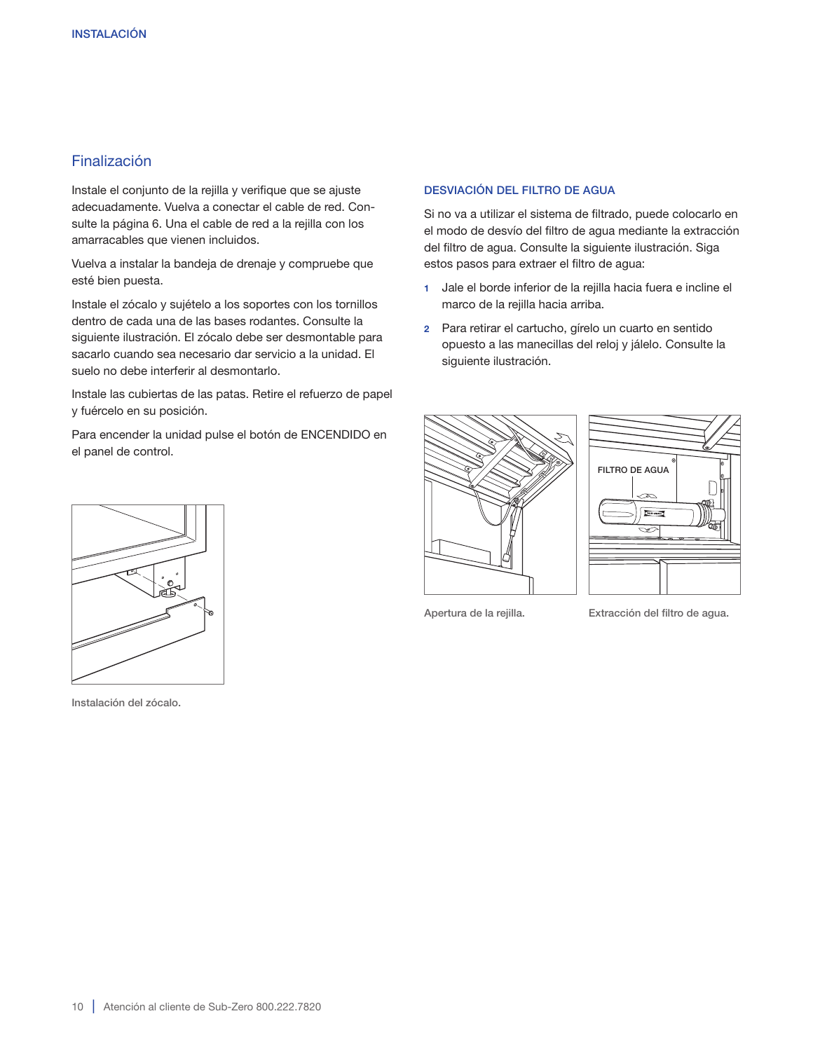## Finalización

Instale el conjunto de la rejilla y verifique que se ajuste adecuadamente. Vuelva a conectar el cable de red. Consulte la página 6. Una el cable de red a la rejilla con los amarracables que vienen incluidos.

Vuelva a instalar la bandeja de drenaje y compruebe que esté bien puesta.

Instale el zócalo y sujételo a los soportes con los tornillos dentro de cada una de las bases rodantes. Consulte la siguiente ilustración. El zócalo debe ser desmontable para sacarlo cuando sea necesario dar servicio a la unidad. El suelo no debe interferir al desmontarlo.

Instale las cubiertas de las patas. Retire el refuerzo de papel y fuércelo en su posición.

Para encender la unidad pulse el botón de ENCENDIDO en el panel de control.

Instalación del zócalo.

### DESVIACIÓN DEL FILTRO DE AGUA

Si no va a utilizar el sistema de filtrado, puede colocarlo en el modo de desvío del filtro de agua mediante la extracción del filtro de agua. Consulte la siguiente ilustración. Siga estos pasos para extraer el filtro de agua:

1. Jale el borde inferior de la rejilla hacia fuera e incline el marco de la rejilla hacia arriba.
2. Para retirar el cartucho, gírelo un cuarto en sentido opuesto a las manecillas del reloj y jálelo. Consulte la siguiente ilustración.

Apertura de la rejilla.

Extracción del filtro de agua.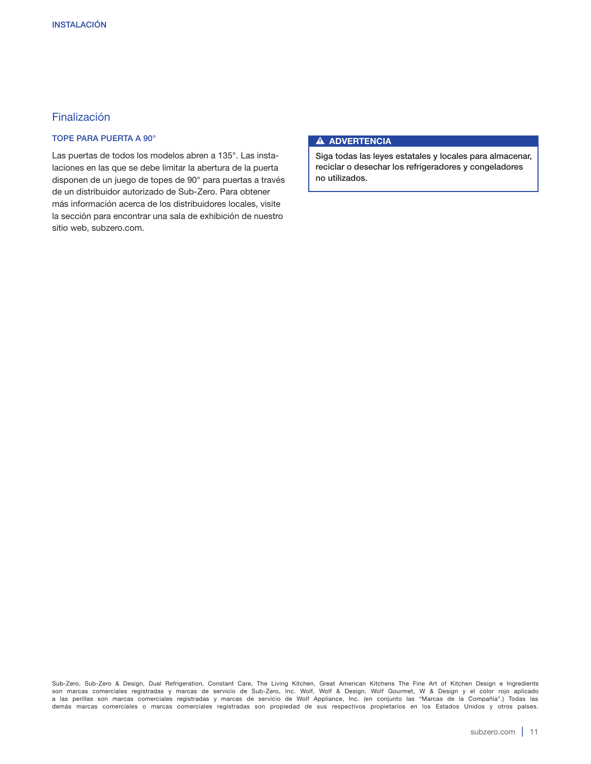## Finalización

### TOPE PARA PUERTA A 90°

Las puertas de todos los modelos abren a 135°. Las instalaciones en las que se debe limitar la abertura de la puerta disponen de un juego de topes de 90° para puertas a través de un distribuidor autorizado de Sub-Zero. Para obtener más información acerca de los distribuidores locales, visite la sección para encontrar una sala de exhibición de nuestro sitio web, subzero.com.

**⚠ ADVERTENCIA**

**Siga todas las leyes estatales y locales para almacenar, reciclar o desechar los refrigeradores y congeladores no utilizados.**

Sub-Zero, Sub-Zero & Design, Dual Refrigeration, Constant Care, The Living Kitchen, Great American Kitchens The Fine Art of Kitchen Design e Ingredients son marcas comerciales registradas y marcas de servicio de Sub-Zero, Inc. Wolf, Wolf & Design, Wolf Gourmet, W & Design y el color rojo aplicado a las perillas son marcas comerciales registradas y marcas de servicio de Wolf Appliance, Inc. (en conjunto las "Marcas de la Compañía".) Todas las demás marcas comerciales o marcas comerciales registradas son propiedad de sus respectivos propietarios en los Estados Unidos y otros países.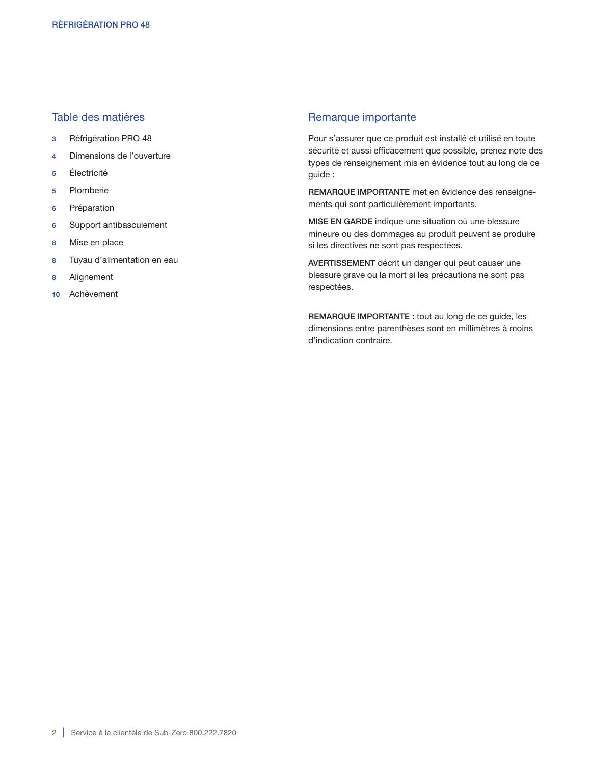## Table des matières

- 3 Réfrigération PRO 48
- 4 Dimensions de l'ouverture
- 5 Électricité
- 5 Plomberie
- 6 Préparation
- 6 Support antibasculement
- 8 Mise en place
- 8 Tuyau d'alimentation en eau
- 8 Alignement
- 10 Achèvement

## Remarque importante

Pour s'assurer que ce produit est installé et utilisé en toute sécurité et aussi efficacement que possible, prenez note des types de renseignement mis en évidence tout au long de ce guide :

**REMARQUE IMPORTANTE** met en évidence des renseignements qui sont particulièrement importants.

**MISE EN GARDE** indique une situation où une blessure mineure ou des dommages au produit peuvent se produire si les directives ne sont pas respectées.

**AVERTISSEMENT** décrit un danger qui peut causer une blessure grave ou la mort si les précautions ne sont pas respectées.

**REMARQUE IMPORTANTE :** tout au long de ce guide, les dimensions entre parenthèses sont en millimètres à moins d'indication contraire.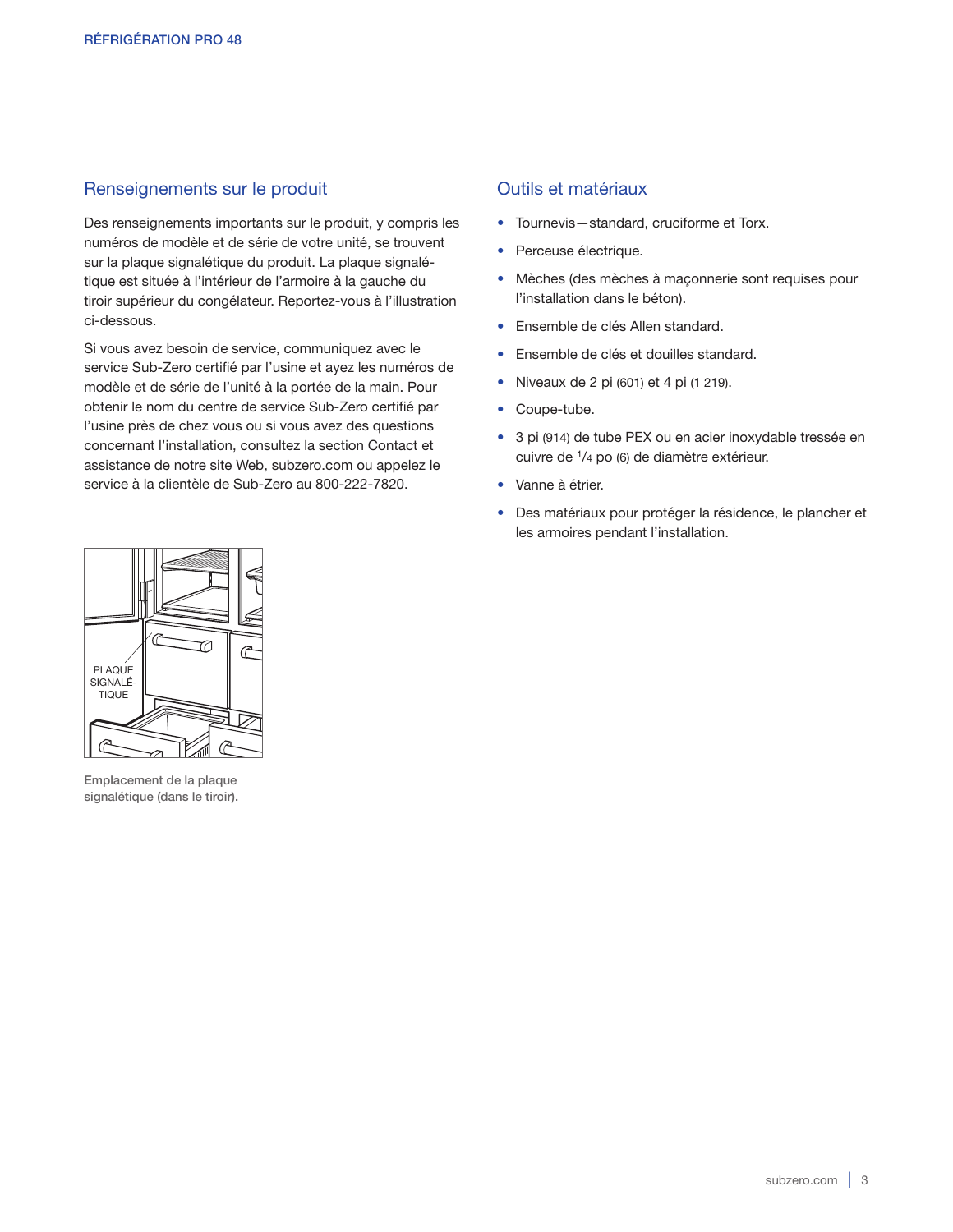## Renseignements sur le produit

Des renseignements importants sur le produit, y compris les numéros de modèle et de série de votre unité, se trouvent sur la plaque signalétique du produit. La plaque signalétique est située à l'intérieur de l'armoire à la gauche du tiroir supérieur du congélateur. Reportez-vous à l'illustration ci-dessous.

Si vous avez besoin de service, communiquez avec le service Sub-Zero certifié par l'usine et ayez les numéros de modèle et de série de l'unité à la portée de la main. Pour obtenir le nom du centre de service Sub-Zero certifié par l'usine près de chez vous ou si vous avez des questions concernant l'installation, consultez la section Contact et assistance de notre site Web, subzero.com ou appelez le service à la clientèle de Sub-Zero au 800-222-7820.

PLAQUE SIGNALÉTIQUE

Emplacement de la plaque signalétique (dans le tiroir).

## Outils et matériaux

- Tournevis—standard, cruciforme et Torx.
- Perceuse électrique.
- Mèches (des mèches à maçonnerie sont requises pour l'installation dans le béton).
- Ensemble de clés Allen standard.
- Ensemble de clés et douilles standard.
- Niveaux de 2 pi (601) et 4 pi (1 219).
- Coupe-tube.
- 3 pi (914) de tube PEX ou en acier inoxydable tressée en cuivre de 1/4 po (6) de diamètre extérieur.
- Vanne à étrier.
- Des matériaux pour protéger la résidence, le plancher et les armoires pendant l'installation.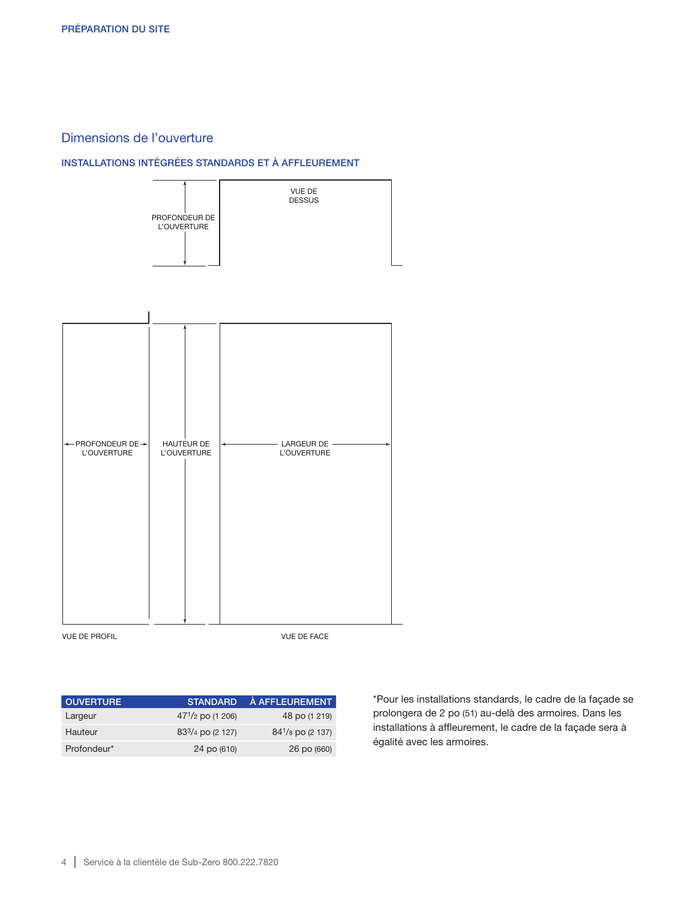## Dimensions de l'ouverture

### INSTALLATIONS INTÉGRÉES STANDARDS ET À AFFLEUREMENT

VUE DE DESSUS

PROFONDEUR DE L'OUVERTURE

PROFONDEUR DE L'OUVERTURE

HAUTEUR DE L'OUVERTURE

LARGEUR DE L'OUVERTURE

VUE DE PROFIL

VUE DE FACE

| OUVERTURE | STANDARD | À AFFLEUREMENT |
|---|---|---|
| Largeur | 47 1/2 po (1 206) | 48 po (1 219) |
| Hauteur | 83 3/4 po (2 127) | 84 1/8 po (2 137) |
| Profondeur* | 24 po (610) | 26 po (660) |

*Pour les installations standards, le cadre de la façade se prolongera de 2 po (51) au-delà des armoires. Dans les installations à affleurement, le cadre de la façade sera à égalité avec les armoires.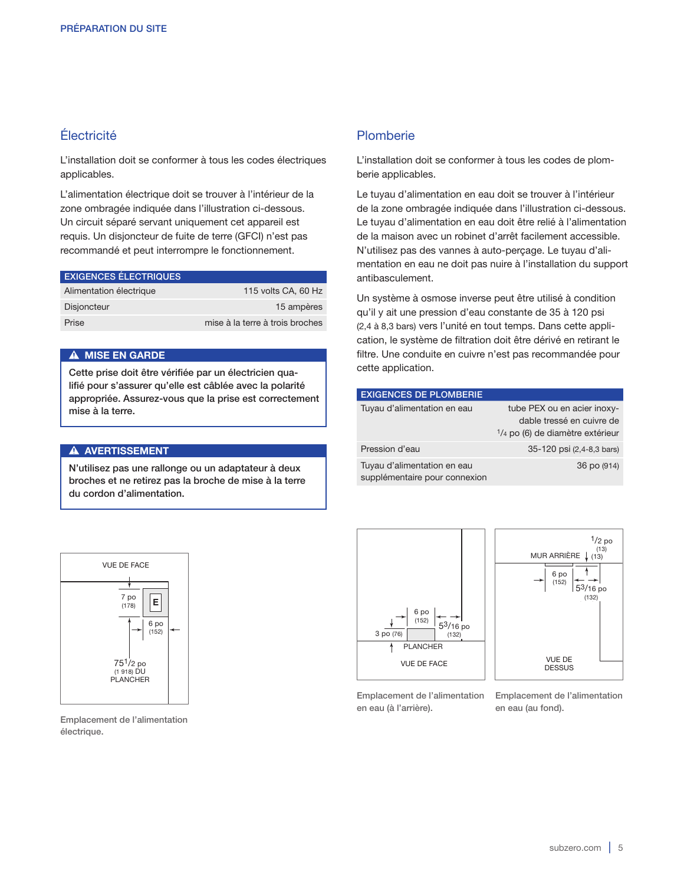## Électricité

L'installation doit se conformer à tous les codes électriques applicables.

L'alimentation électrique doit se trouver à l'intérieur de la zone ombragée indiquée dans l'illustration ci-dessous. Un circuit séparé servant uniquement cet appareil est requis. Un disjoncteur de fuite de terre (GFCI) n'est pas recommandé et peut interrompre le fonctionnement.

| EXIGENCES ÉLECTRIQUES | |
|---|---|
| Alimentation électrique | 115 volts CA, 60 Hz |
| Disjoncteur | 15 ampères |
| Prise | mise à la terre à trois broches |

**⚠ MISE EN GARDE**

**Cette prise doit être vérifiée par un électricien qualifié pour s'assurer qu'elle est câblée avec la polarité appropriée. Assurez-vous que la prise est correctement mise à la terre.**

**⚠ AVERTISSEMENT**

**N'utilisez pas une rallonge ou un adaptateur à deux broches et ne retirez pas la broche de mise à la terre du cordon d'alimentation.**

VUE DE FACE

7 po (178)

E

6 po (152)

75 1/2 po (1 918) DU PLANCHER

Emplacement de l'alimentation électrique.

## Plomberie

L'installation doit se conformer à tous les codes de plomberie applicables.

Le tuyau d'alimentation en eau doit se trouver à l'intérieur de la zone ombragée indiquée dans l'illustration ci-dessous. Le tuyau d'alimentation en eau doit être relié à l'alimentation de la maison avec un robinet d'arrêt facilement accessible. N'utilisez pas des vannes à auto-perçage. Le tuyau d'alimentation en eau ne doit pas nuire à l'installation du support antibasculement.

Un système à osmose inverse peut être utilisé à condition qu'il y ait une pression d'eau constante de 35 à 120 psi (2,4 à 8,3 bars) vers l'unité en tout temps. Dans cette application, le système de filtration doit être dérivé en retirant le filtre. Une conduite en cuivre n'est pas recommandée pour cette application.

| EXIGENCES DE PLOMBERIE | |
|---|---|
| Tuyau d'alimentation en eau | tube PEX ou en acier inoxydable tressé en cuivre de 1/4 po (6) de diamètre extérieur |
| Pression d'eau | 35-120 psi (2,4-8,3 bars) |
| Tuyau d'alimentation en eau supplémentaire pour connexion | 36 po (914) |

6 po (152)

3 po (76)

5 3/16 po (132)

PLANCHER

VUE DE FACE

Emplacement de l'alimentation en eau (à l'arrière).

1/2 po (13)

MUR ARRIÈRE (13)

6 po (152)

5 3/16 po (132)

VUE DE DESSUS

Emplacement de l'alimentation en eau (au fond).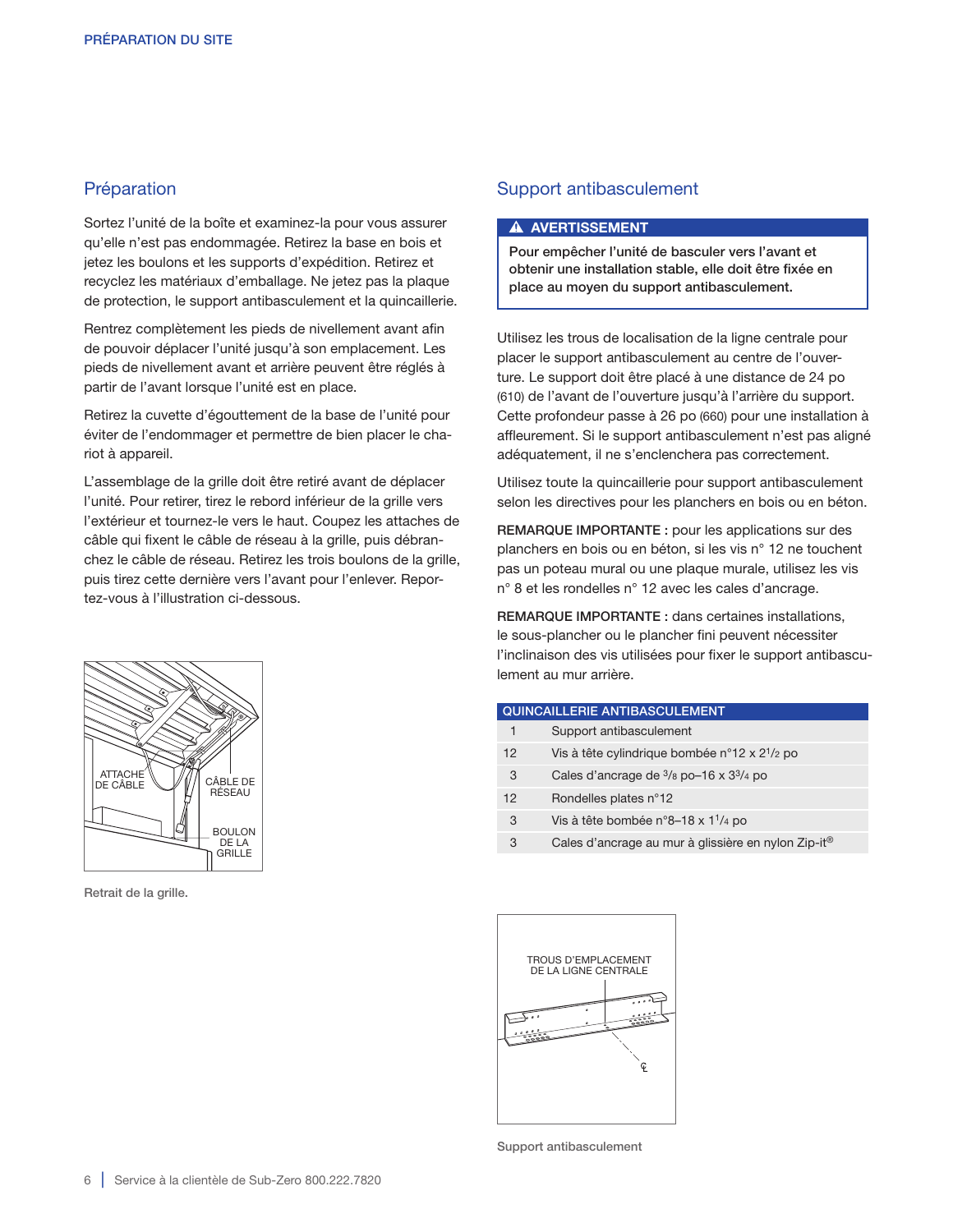## Préparation

Sortez l'unité de la boîte et examinez-la pour vous assurer qu'elle n'est pas endommagée. Retirez la base en bois et jetez les boulons et les supports d'expédition. Retirez et recyclez les matériaux d'emballage. Ne jetez pas la plaque de protection, le support antibasculement et la quincaillerie.

Rentrez complètement les pieds de nivellement avant afin de pouvoir déplacer l'unité jusqu'à son emplacement. Les pieds de nivellement avant et arrière peuvent être réglés à partir de l'avant lorsque l'unité est en place.

Retirez la cuvette d'égouttement de la base de l'unité pour éviter de l'endommager et permettre de bien placer le chariot à appareil.

L'assemblage de la grille doit être retiré avant de déplacer l'unité. Pour retirer, tirez le rebord inférieur de la grille vers l'extérieur et tournez-le vers le haut. Coupez les attaches de câble qui fixent le câble de réseau à la grille, puis débranchez le câble de réseau. Retirez les trois boulons de la grille, puis tirez cette dernière vers l'avant pour l'enlever. Reportez-vous à l'illustration ci-dessous.

ATTACHE DE CÂBLE
CÂBLE DE RÉSEAU
BOULON DE LA GRILLE

Retrait de la grille.

## Support antibasculement

**⚠ AVERTISSEMENT**

**Pour empêcher l'unité de basculer vers l'avant et obtenir une installation stable, elle doit être fixée en place au moyen du support antibasculement.**

Utilisez les trous de localisation de la ligne centrale pour placer le support antibasculement au centre de l'ouverture. Le support doit être placé à une distance de 24 po (610) de l'avant de l'ouverture jusqu'à l'arrière du support. Cette profondeur passe à 26 po (660) pour une installation à affleurement. Si le support antibasculement n'est pas aligné adéquatement, il ne s'enclenchera pas correctement.

Utilisez toute la quincaillerie pour support antibasculement selon les directives pour les planchers en bois ou en béton.

**REMARQUE IMPORTANTE :** pour les applications sur des planchers en bois ou en béton, si les vis n° 12 ne touchent pas un poteau mural ou une plaque murale, utilisez les vis n° 8 et les rondelles n° 12 avec les cales d'ancrage.

**REMARQUE IMPORTANTE :** dans certaines installations, le sous-plancher ou le plancher fini peuvent nécessiter l'inclinaison des vis utilisées pour fixer le support antibasculement au mur arrière.

| QUINCAILLERIE ANTIBASCULEMENT | |
|---|---|
| 1 | Support antibasculement |
| 12 | Vis à tête cylindrique bombée n°12 x 2 1/2 po |
| 3 | Cales d'ancrage de 3/8 po–16 x 3 3/4 po |
| 12 | Rondelles plates n°12 |
| 3 | Vis à tête bombée n°8–18 x 1 1/4 po |
| 3 | Cales d'ancrage au mur à glissière en nylon Zip-it® |

TROUS D'EMPLACEMENT DE LA LIGNE CENTRALE

℄

Support antibasculement

Service à la clientèle de Sub-Zero 800.222.7820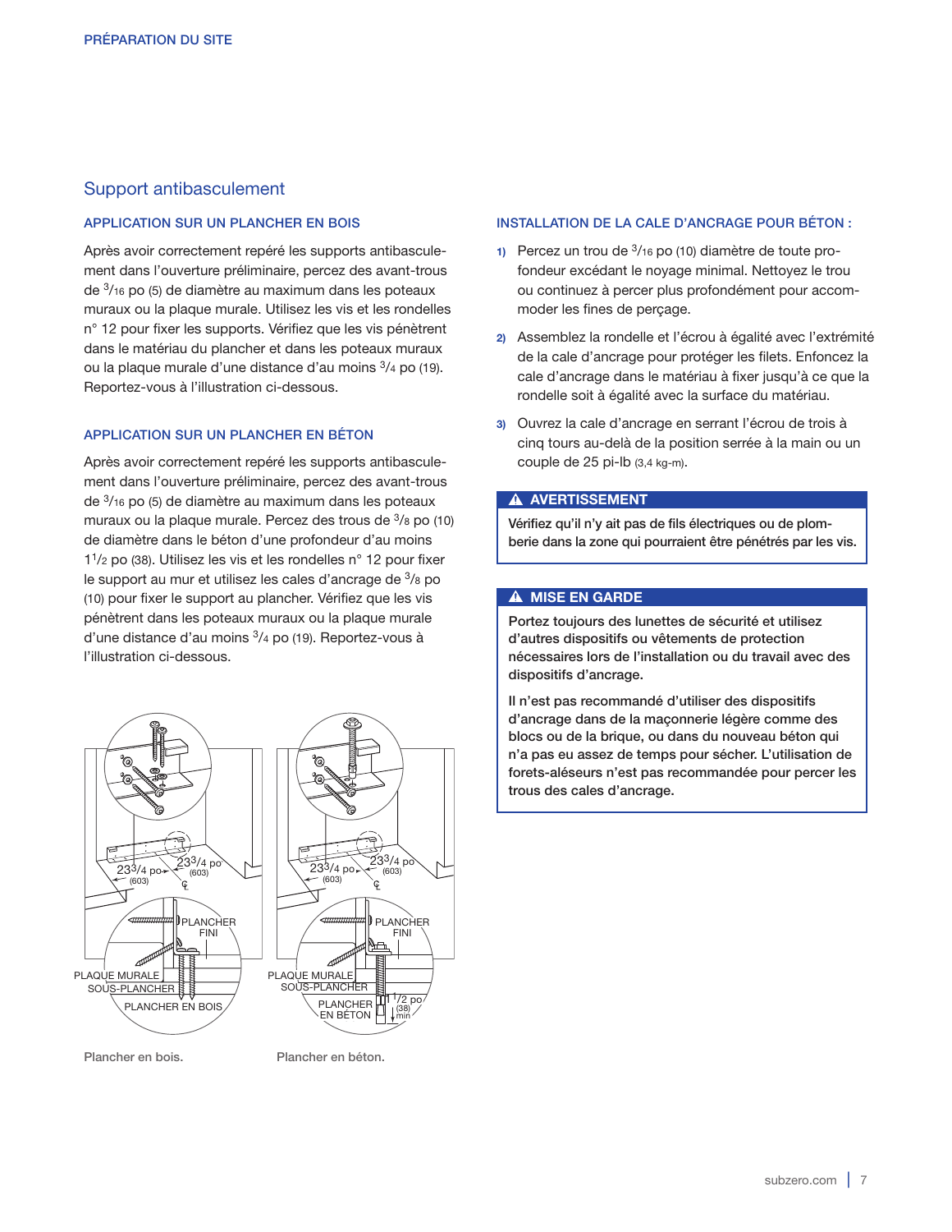## Support antibasculement

### APPLICATION SUR UN PLANCHER EN BOIS

Après avoir correctement repéré les supports antibasculement dans l'ouverture préliminaire, percez des avant-trous de $3/16$ po (5) de diamètre au maximum dans les poteaux muraux ou la plaque murale. Utilisez les vis et les rondelles n° 12 pour fixer les supports. Vérifiez que les vis pénètrent dans le matériau du plancher et dans les poteaux muraux ou la plaque murale d'une distance d'au moins $3/4$ po (19). Reportez-vous à l'illustration ci-dessous.

### APPLICATION SUR UN PLANCHER EN BÉTON

Après avoir correctement repéré les supports antibasculement dans l'ouverture préliminaire, percez des avant-trous de $3/16$ po (5) de diamètre au maximum dans les poteaux muraux ou la plaque murale. Percez des trous de $3/8$ po (10) de diamètre dans le béton d'une profondeur d'au moins $1\,1/2$ po (38). Utilisez les vis et les rondelles n° 12 pour fixer le support au mur et utilisez les cales d'ancrage de $3/8$ po (10) pour fixer le support au plancher. Vérifiez que les vis pénètrent dans les poteaux muraux ou la plaque murale d'une distance d'au moins $3/4$ po (19). Reportez-vous à l'illustration ci-dessous.

$23\,3/4$ po (603) | $23\,3/4$ po (603) | ℄ | PLANCHER FINI | PLAQUE MURALE | SOUS-PLANCHER | PLANCHER EN BOIS

Plancher en bois.

$23\,3/4$ po (603) | $23\,3/4$ po (603) | ℄ | PLANCHER FINI | PLAQUE MURALE | SOUS-PLANCHER | PLANCHER EN BÉTON | $1/2$ po (38) min

Plancher en béton.

### INSTALLATION DE LA CALE D'ANCRAGE POUR BÉTON :

1) Percez un trou de $3/16$ po (10) diamètre de toute profondeur excédant le noyage minimal. Nettoyez le trou ou continuez à percer plus profondément pour accommoder les fines de perçage.
2) Assemblez la rondelle et l'écrou à égalité avec l'extrémité de la cale d'ancrage pour protéger les filets. Enfoncez la cale d'ancrage dans le matériau à fixer jusqu'à ce que la rondelle soit à égalité avec la surface du matériau.
3) Ouvrez la cale d'ancrage en serrant l'écrou de trois à cinq tours au-delà de la position serrée à la main ou un couple de 25 pi-lb (3,4 kg-m).

**⚠ AVERTISSEMENT**

**Vérifiez qu'il n'y ait pas de fils électriques ou de plomberie dans la zone qui pourraient être pénétrés par les vis.**

**⚠ MISE EN GARDE**

**Portez toujours des lunettes de sécurité et utilisez d'autres dispositifs ou vêtements de protection nécessaires lors de l'installation ou du travail avec des dispositifs d'ancrage.**

**Il n'est pas recommandé d'utiliser des dispositifs d'ancrage dans de la maçonnerie légère comme des blocs ou de la brique, ou dans du nouveau béton qui n'a pas eu assez de temps pour sécher. L'utilisation de forets-aléseurs n'est pas recommandée pour percer les trous des cales d'ancrage.**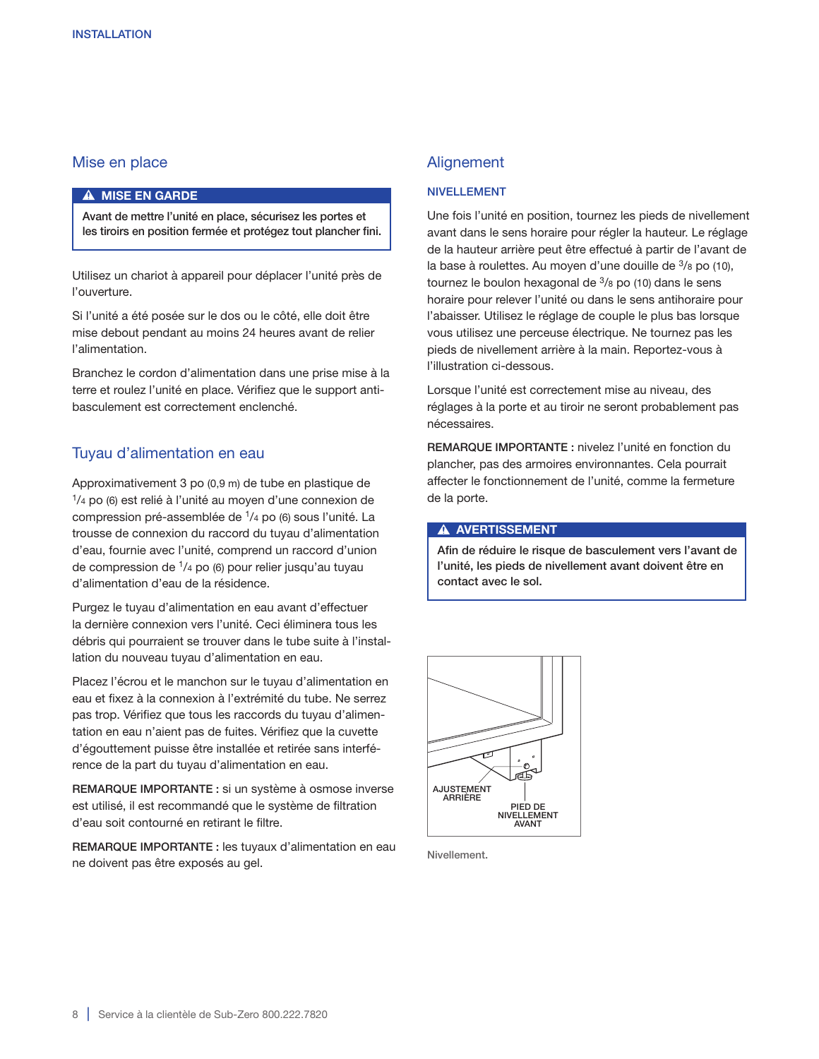## Mise en place

**⚠ MISE EN GARDE**

**Avant de mettre l'unité en place, sécurisez les portes et les tiroirs en position fermée et protégez tout plancher fini.**

Utilisez un chariot à appareil pour déplacer l'unité près de l'ouverture.

Si l'unité a été posée sur le dos ou le côté, elle doit être mise debout pendant au moins 24 heures avant de relier l'alimentation.

Branchez le cordon d'alimentation dans une prise mise à la terre et roulez l'unité en place. Vérifiez que le support anti-basculement est correctement enclenché.

## Tuyau d'alimentation en eau

Approximativement 3 po (0,9 m) de tube en plastique de 1/4 po (6) est relié à l'unité au moyen d'une connexion de compression pré-assemblée de 1/4 po (6) sous l'unité. La trousse de connexion du raccord du tuyau d'alimentation d'eau, fournie avec l'unité, comprend un raccord d'union de compression de 1/4 po (6) pour relier jusqu'au tuyau d'alimentation d'eau de la résidence.

Purgez le tuyau d'alimentation en eau avant d'effectuer la dernière connexion vers l'unité. Ceci éliminera tous les débris qui pourraient se trouver dans le tube suite à l'installation du nouveau tuyau d'alimentation en eau.

Placez l'écrou et le manchon sur le tuyau d'alimentation en eau et fixez à la connexion à l'extrémité du tube. Ne serrez pas trop. Vérifiez que tous les raccords du tuyau d'alimentation en eau n'aient pas de fuites. Vérifiez que la cuvette d'égouttement puisse être installée et retirée sans interférence de la part du tuyau d'alimentation en eau.

REMARQUE IMPORTANTE : si un système à osmose inverse est utilisé, il est recommandé que le système de filtration d'eau soit contourné en retirant le filtre.

REMARQUE IMPORTANTE : les tuyaux d'alimentation en eau ne doivent pas être exposés au gel.

## Alignement

### NIVELLEMENT

Une fois l'unité en position, tournez les pieds de nivellement avant dans le sens horaire pour régler la hauteur. Le réglage de la hauteur arrière peut être effectué à partir de l'avant de la base à roulettes. Au moyen d'une douille de 3/8 po (10), tournez le boulon hexagonal de 3/8 po (10) dans le sens horaire pour relever l'unité ou dans le sens antihoraire pour l'abaisser. Utilisez le réglage de couple le plus bas lorsque vous utilisez une perceuse électrique. Ne tournez pas les pieds de nivellement arrière à la main. Reportez-vous à l'illustration ci-dessous.

Lorsque l'unité est correctement mise au niveau, des réglages à la porte et au tiroir ne seront probablement pas nécessaires.

REMARQUE IMPORTANTE : nivelez l'unité en fonction du plancher, pas des armoires environnantes. Cela pourrait affecter le fonctionnement de l'unité, comme la fermeture de la porte.

**⚠ AVERTISSEMENT**

**Afin de réduire le risque de basculement vers l'avant de l'unité, les pieds de nivellement avant doivent être en contact avec le sol.**

AJUSTEMENT ARRIÈRE

PIED DE NIVELLEMENT AVANT

Nivellement.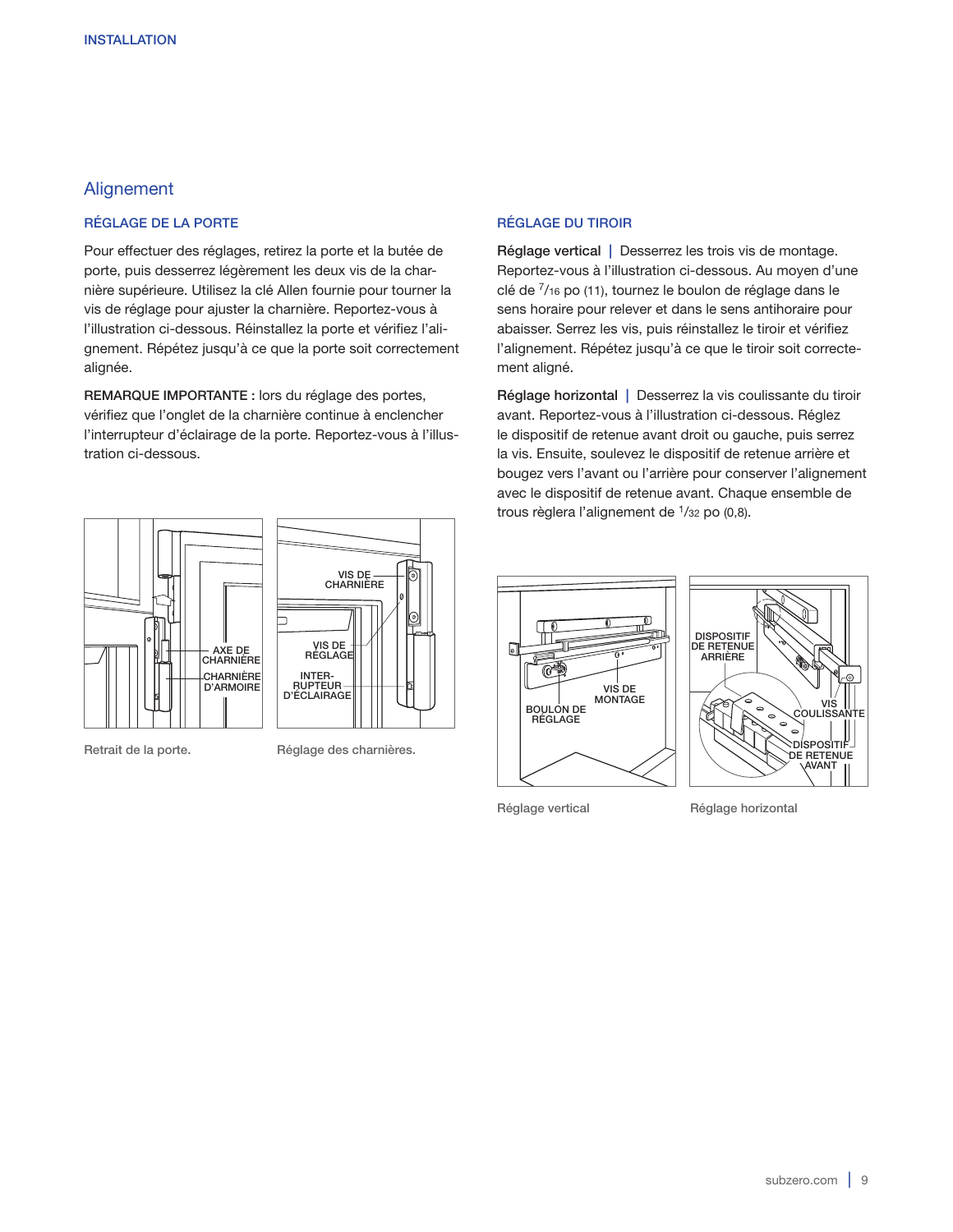## Alignement

### RÉGLAGE DE LA PORTE

Pour effectuer des réglages, retirez la porte et la butée de porte, puis desserrez légèrement les deux vis de la charnière supérieure. Utilisez la clé Allen fournie pour tourner la vis de réglage pour ajuster la charnière. Reportez-vous à l'illustration ci-dessous. Réinstallez la porte et vérifiez l'alignement. Répétez jusqu'à ce que la porte soit correctement alignée.

**REMARQUE IMPORTANTE :** lors du réglage des portes, vérifiez que l'onglet de la charnière continue à enclencher l'interrupteur d'éclairage de la porte. Reportez-vous à l'illustration ci-dessous.

AXE DE CHARNIÈRE
CHARNIÈRE D'ARMOIRE

Retrait de la porte.

VIS DE CHARNIÈRE
VIS DE RÉGLAGE
INTER-RUPTEUR D'ÉCLAIRAGE

Réglage des charnières.

### RÉGLAGE DU TIROIR

**Réglage vertical** | Desserrez les trois vis de montage. Reportez-vous à l'illustration ci-dessous. Au moyen d'une clé de $^{7}/_{16}$ po (11), tournez le boulon de réglage dans le sens horaire pour relever et dans le sens antihoraire pour abaisser. Serrez les vis, puis réinstallez le tiroir et vérifiez l'alignement. Répétez jusqu'à ce que le tiroir soit correctement aligné.

**Réglage horizontal** | Desserrez la vis coulissante du tiroir avant. Reportez-vous à l'illustration ci-dessous. Réglez le dispositif de retenue avant droit ou gauche, puis serrez la vis. Ensuite, soulevez le dispositif de retenue arrière et bougez vers l'avant ou l'arrière pour conserver l'alignement avec le dispositif de retenue avant. Chaque ensemble de trous règlera l'alignement de $^{1}/_{32}$ po (0,8).

BOULON DE RÉGLAGE
VIS DE MONTAGE

Réglage vertical

DISPOSITIF DE RETENUE ARRIÈRE
VIS COULISSANTE
DISPOSITIF DE RETENUE AVANT

Réglage horizontal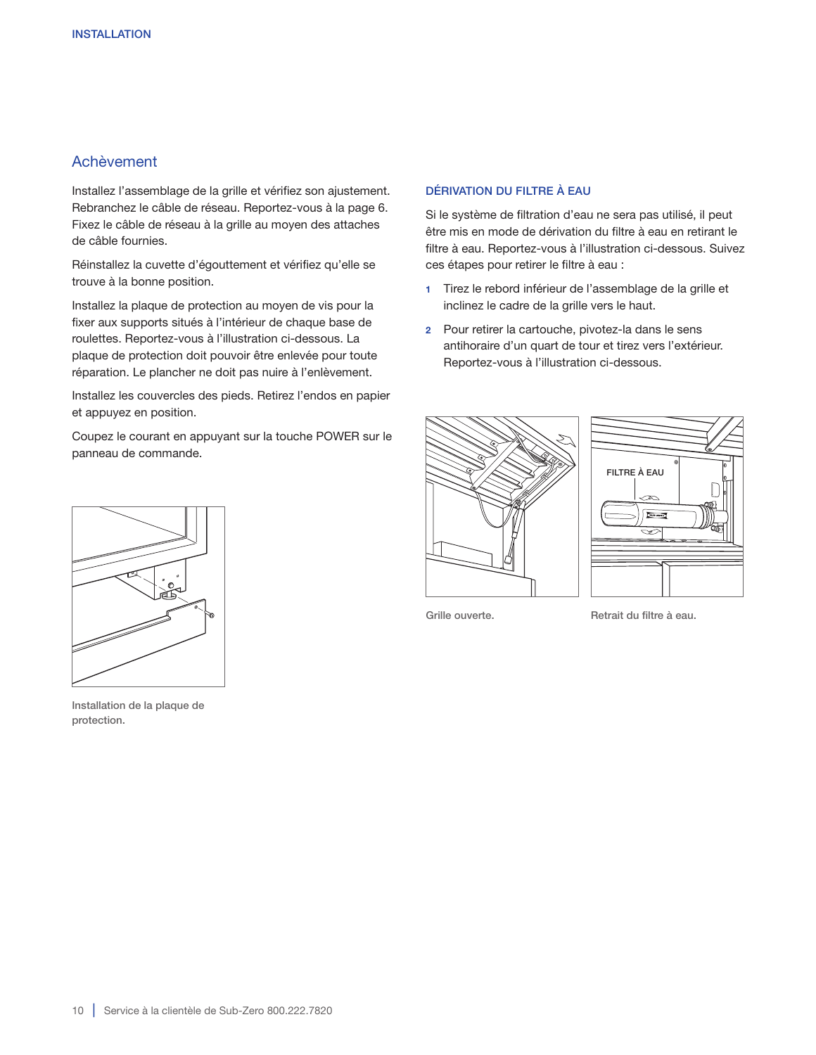## Achèvement

Installez l'assemblage de la grille et vérifiez son ajustement. Rebranchez le câble de réseau. Reportez-vous à la page 6. Fixez le câble de réseau à la grille au moyen des attaches de câble fournies.

Réinstallez la cuvette d'égouttement et vérifiez qu'elle se trouve à la bonne position.

Installez la plaque de protection au moyen de vis pour la fixer aux supports situés à l'intérieur de chaque base de roulettes. Reportez-vous à l'illustration ci-dessous. La plaque de protection doit pouvoir être enlevée pour toute réparation. Le plancher ne doit pas nuire à l'enlèvement.

Installez les couvercles des pieds. Retirez l'endos en papier et appuyez en position.

Coupez le courant en appuyant sur la touche POWER sur le panneau de commande.

Installation de la plaque de protection.

### DÉRIVATION DU FILTRE À EAU

Si le système de filtration d'eau ne sera pas utilisé, il peut être mis en mode de dérivation du filtre à eau en retirant le filtre à eau. Reportez-vous à l'illustration ci-dessous. Suivez ces étapes pour retirer le filtre à eau :

1. Tirez le rebord inférieur de l'assemblage de la grille et inclinez le cadre de la grille vers le haut.
2. Pour retirer la cartouche, pivotez-la dans le sens antihoraire d'un quart de tour et tirez vers l'extérieur. Reportez-vous à l'illustration ci-dessous.

Grille ouverte.

Retrait du filtre à eau.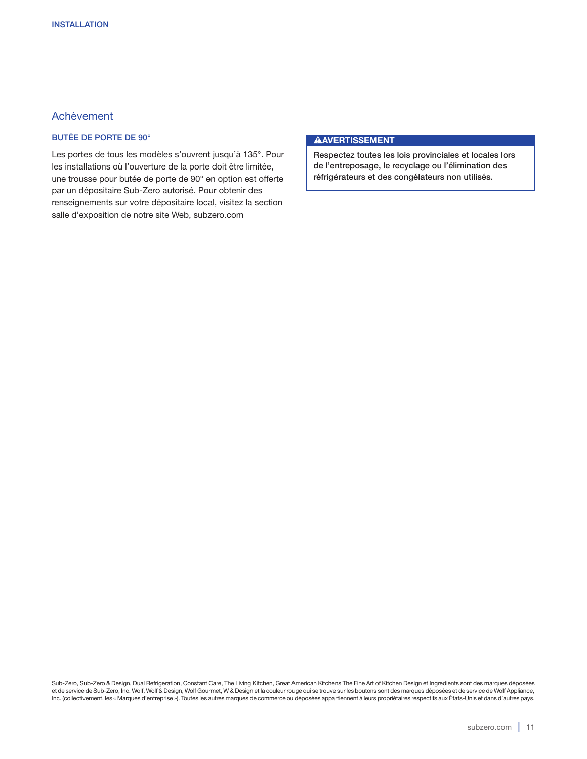## Achèvement

### BUTÉE DE PORTE DE 90°

Les portes de tous les modèles s'ouvrent jusqu'à 135°. Pour les installations où l'ouverture de la porte doit être limitée, une trousse pour butée de porte de 90° en option est offerte par un dépositaire Sub-Zero autorisé. Pour obtenir des renseignements sur votre dépositaire local, visitez la section salle d'exposition de notre site Web, subzero.com

**⚠AVERTISSEMENT**

**Respectez toutes les lois provinciales et locales lors de l'entreposage, le recyclage ou l'élimination des réfrigérateurs et des congélateurs non utilisés.**

Sub-Zero, Sub-Zero & Design, Dual Refrigeration, Constant Care, The Living Kitchen, Great American Kitchens The Fine Art of Kitchen Design et Ingredients sont des marques déposées et de service de Sub-Zero, Inc. Wolf, Wolf & Design, Wolf Gourmet, W & Design et la couleur rouge qui se trouve sur les boutons sont des marques déposées et de service de Wolf Appliance, Inc. (collectivement, les « Marques d'entreprise »). Toutes les autres marques de commerce ou déposées appartiennent à leurs propriétaires respectifs aux États-Unis et dans d'autres pays.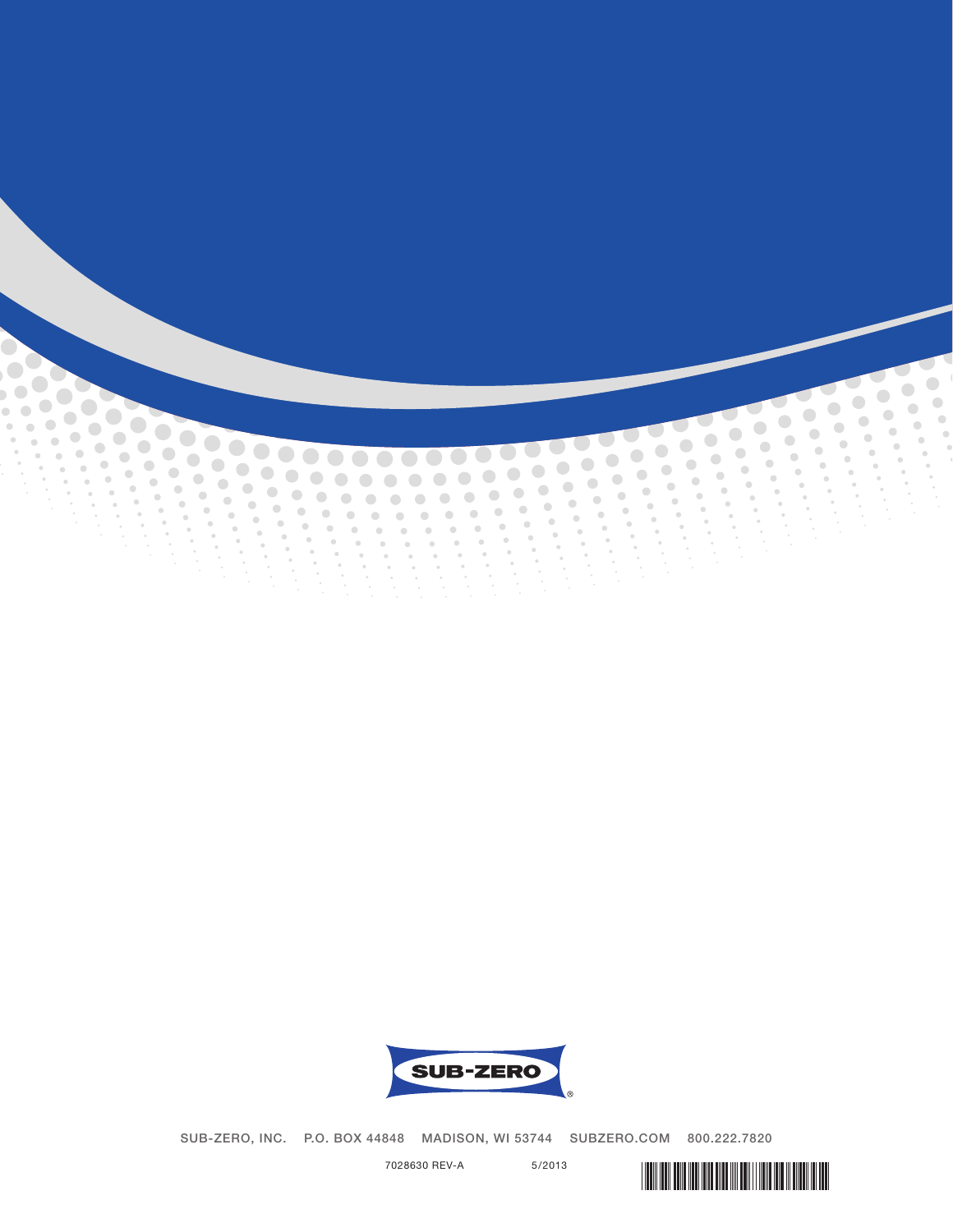SUB-ZERO

SUB-ZERO, INC. P.O. BOX 44848 MADISON, WI 53744 SUBZERO.COM 800.222.7820

7028630 REV-A 5/2013